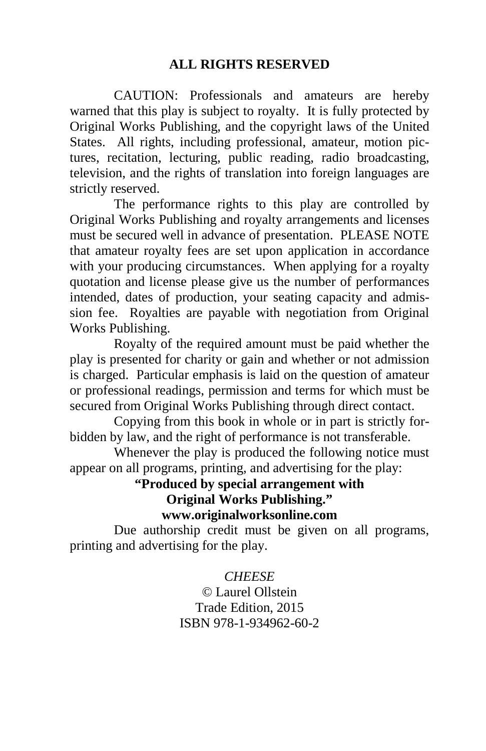**ALL RIGHTS RESERVED**

CAUTION: Professionals and amateurs are hereby warned that this play is subject to royalty. It is fully protected by Original Works Publishing, and the copyright laws of the United States. All rights, including professional, amateur, motion pictures, recitation, lecturing, public reading, radio broadcasting, television, and the rights of translation into foreign languages are strictly reserved.

The performance rights to this play are controlled by Original Works Publishing and royalty arrangements and licenses must be secured well in advance of presentation. PLEASE NOTE that amateur royalty fees are set upon application in accordance with your producing circumstances. When applying for a royalty quotation and license please give us the number of performances intended, dates of production, your seating capacity and admission fee. Royalties are payable with negotiation from Original Works Publishing.

Royalty of the required amount must be paid whether the play is presented for charity or gain and whether or not admission is charged. Particular emphasis is laid on the question of amateur or professional readings, permission and terms for which must be secured from Original Works Publishing through direct contact.

Copying from this book in whole or in part is strictly forbidden by law, and the right of performance is not transferable.

Whenever the play is produced the following notice must appear on all programs, printing, and advertising for the play:

**"Produced by special arrangement with Original Works Publishing."**
**www.originalworksonline.com**

Due authorship credit must be given on all programs, printing and advertising for the play.

*CHEESE*
© Laurel Ollstein
Trade Edition, 2015
ISBN 978-1-934962-60-2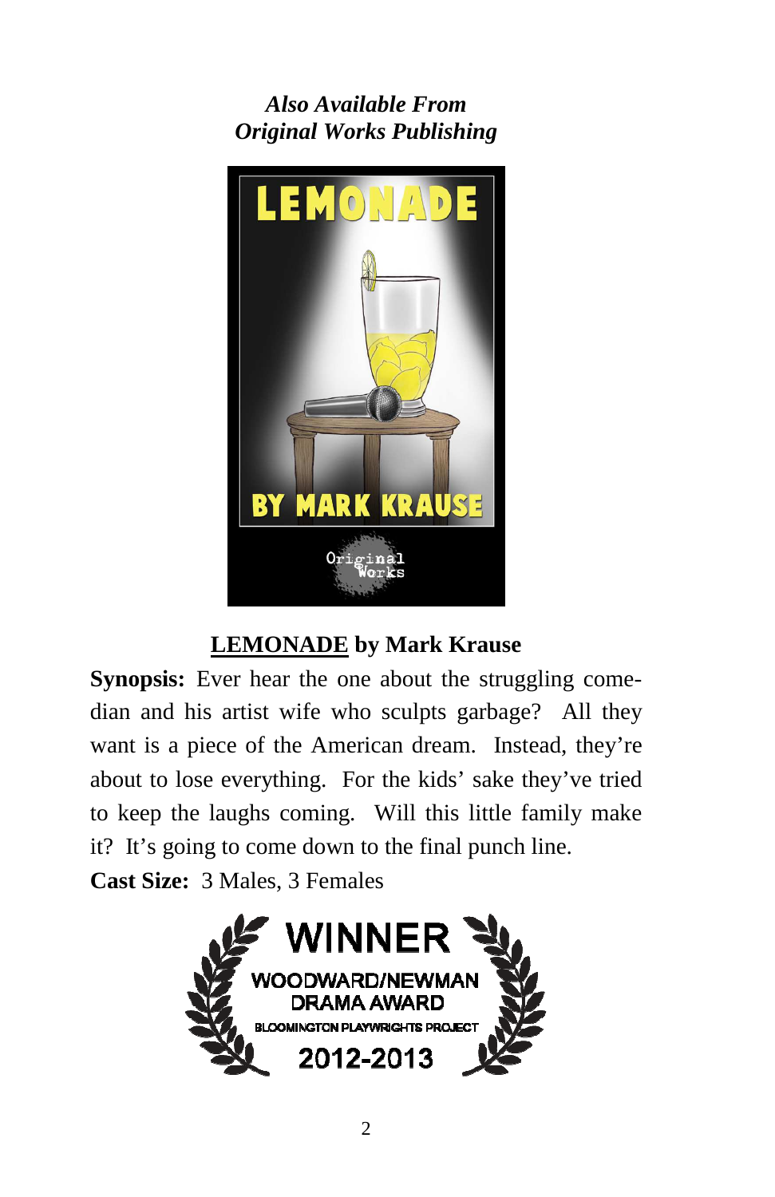***Also Available From***
***Original Works Publishing***

**LEMONADE by Mark Krause**

**Synopsis:** Ever hear the one about the struggling comedian and his artist wife who sculpts garbage? All they want is a piece of the American dream. Instead, they're about to lose everything. For the kids' sake they've tried to keep the laughs coming. Will this little family make it? It's going to come down to the final punch line.

**Cast Size:** 3 Males, 3 Females

WINNER
WOODWARD/NEWMAN DRAMA AWARD
BLOOMINGTON PLAYWRIGHTS PROJECT
2012-2013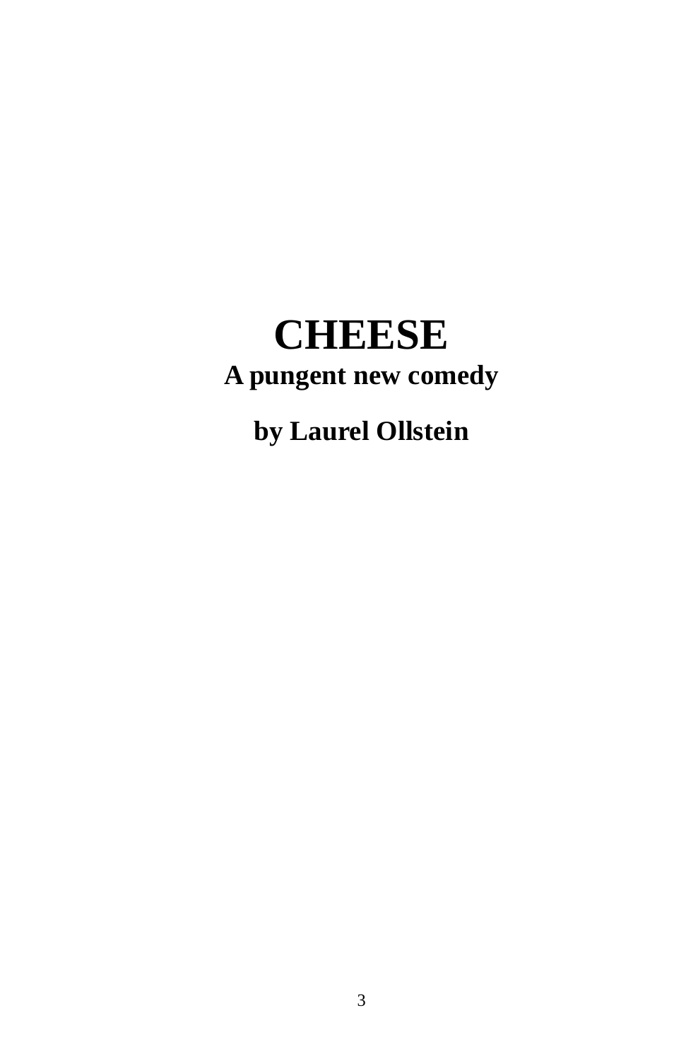# CHEESE

**A pungent new comedy**

**by Laurel Ollstein**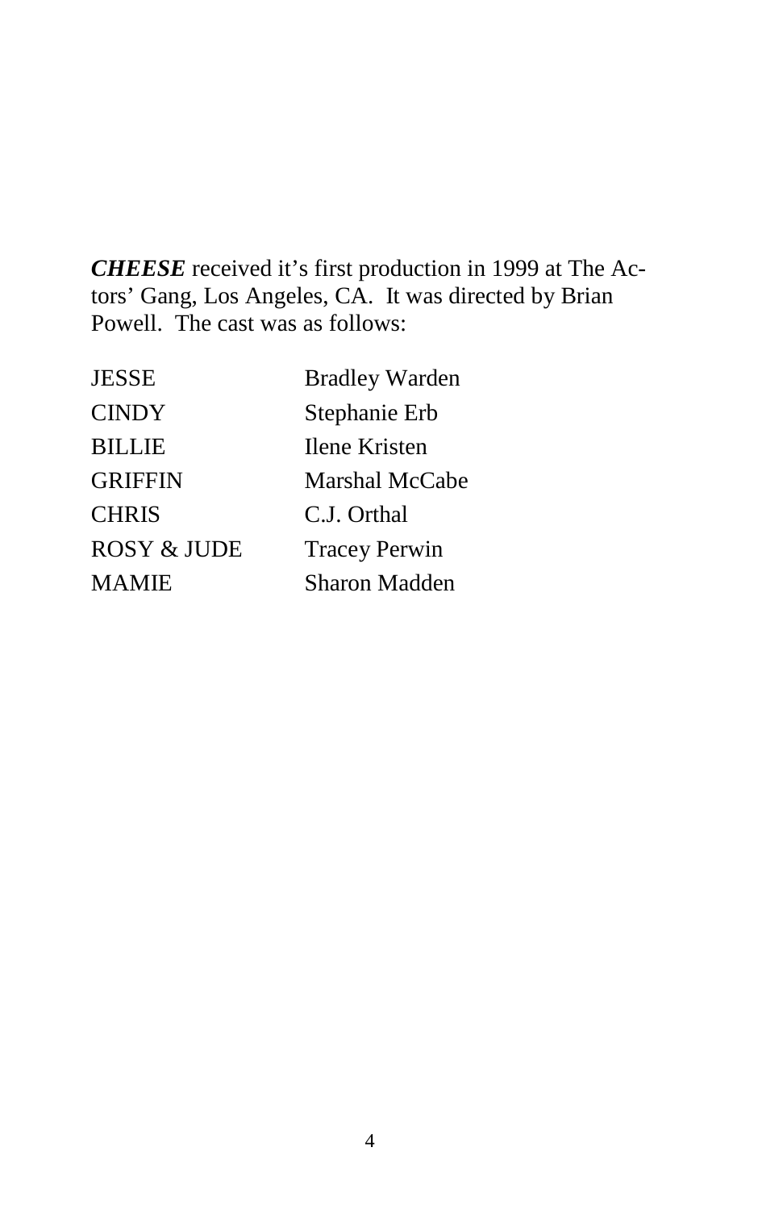***CHEESE*** received it's first production in 1999 at The Actors' Gang, Los Angeles, CA.  It was directed by Brian Powell.  The cast was as follows:

| | |
|---|---|
| JESSE | Bradley Warden |
| CINDY | Stephanie Erb |
| BILLIE | Ilene Kristen |
| GRIFFIN | Marshal McCabe |
| CHRIS | C.J. Orthal |
| ROSY & JUDE | Tracey Perwin |
| MAMIE | Sharon Madden |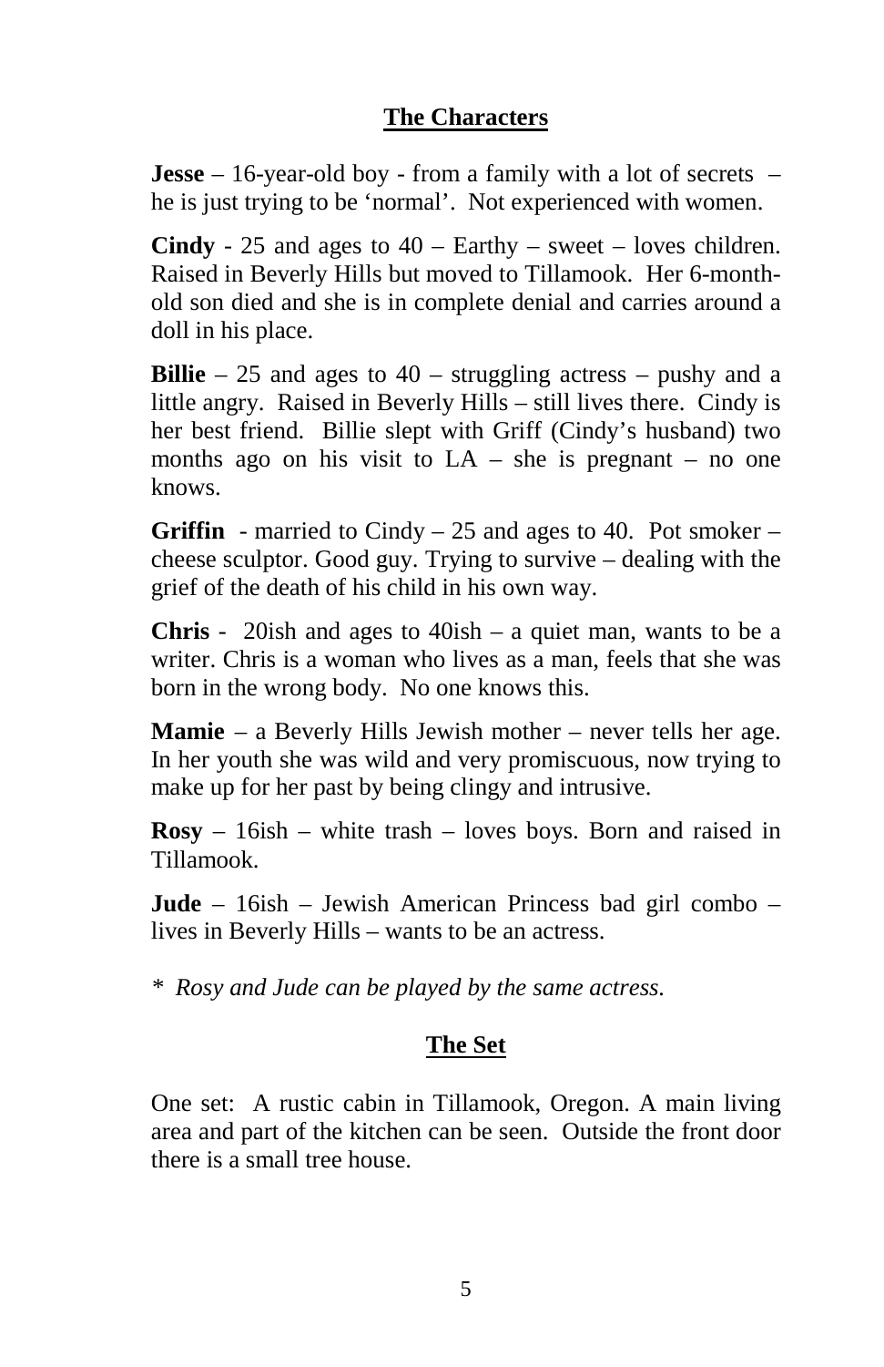## The Characters

**Jesse** – 16-year-old boy - from a family with a lot of secrets – he is just trying to be 'normal'. Not experienced with women.

**Cindy** - 25 and ages to 40 – Earthy – sweet – loves children. Raised in Beverly Hills but moved to Tillamook. Her 6-month-old son died and she is in complete denial and carries around a doll in his place.

**Billie** – 25 and ages to 40 – struggling actress – pushy and a little angry. Raised in Beverly Hills – still lives there. Cindy is her best friend. Billie slept with Griff (Cindy's husband) two months ago on his visit to LA – she is pregnant – no one knows.

**Griffin** - married to Cindy – 25 and ages to 40. Pot smoker – cheese sculptor. Good guy. Trying to survive – dealing with the grief of the death of his child in his own way.

**Chris** - 20ish and ages to 40ish – a quiet man, wants to be a writer. Chris is a woman who lives as a man, feels that she was born in the wrong body. No one knows this.

**Mamie** – a Beverly Hills Jewish mother – never tells her age. In her youth she was wild and very promiscuous, now trying to make up for her past by being clingy and intrusive.

**Rosy** – 16ish – white trash – loves boys. Born and raised in Tillamook.

**Jude** – 16ish – Jewish American Princess bad girl combo – lives in Beverly Hills – wants to be an actress.

*\* Rosy and Jude can be played by the same actress.*

## The Set

One set: A rustic cabin in Tillamook, Oregon. A main living area and part of the kitchen can be seen. Outside the front door there is a small tree house.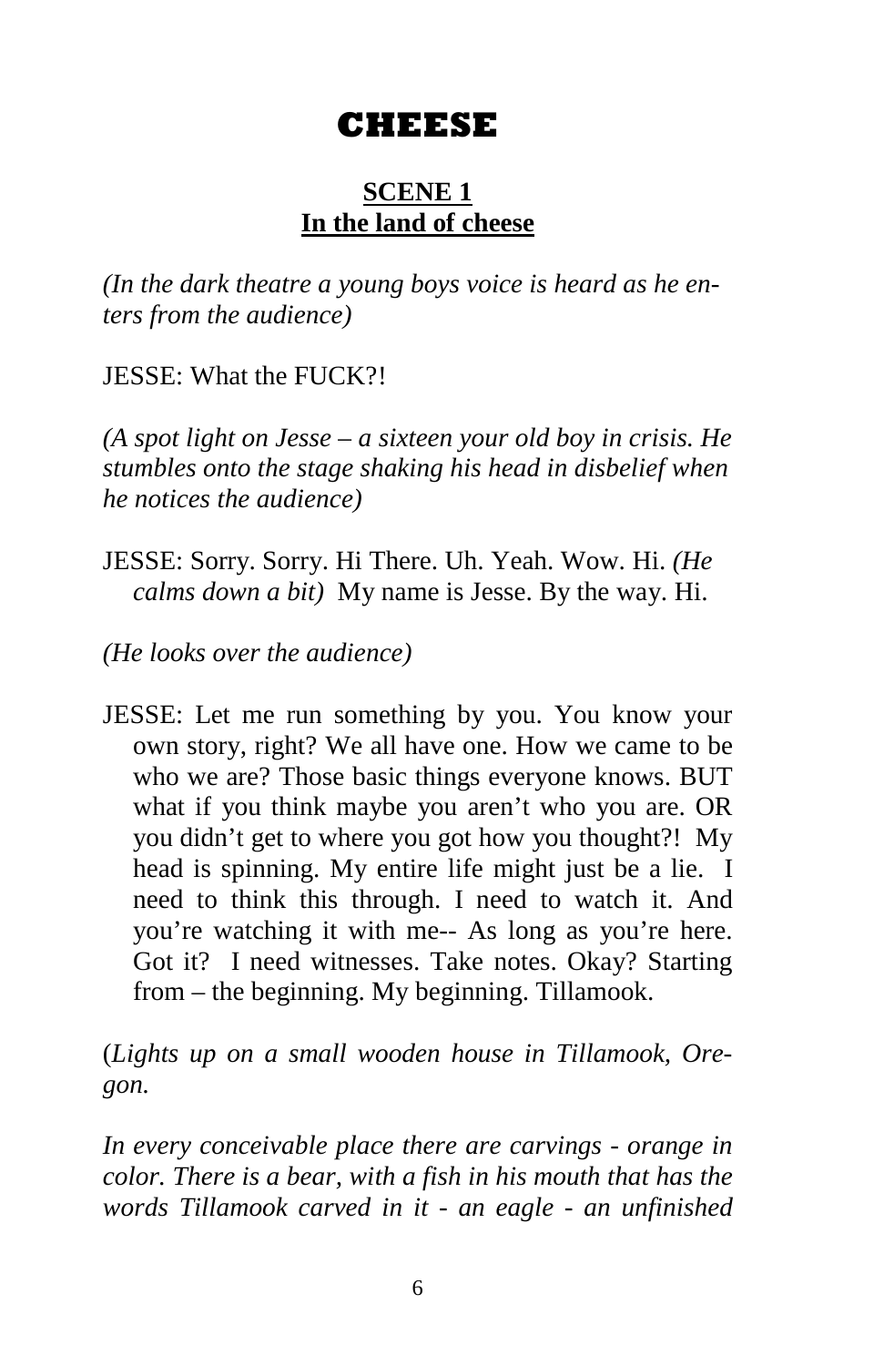# CHEESE

## SCENE 1
## In the land of cheese

*(In the dark theatre a young boys voice is heard as he enters from the audience)*

JESSE: What the FUCK?!

*(A spot light on Jesse – a sixteen your old boy in crisis. He stumbles onto the stage shaking his head in disbelief when he notices the audience)*

JESSE: Sorry. Sorry. Hi There. Uh. Yeah. Wow. Hi. *(He calms down a bit)* My name is Jesse. By the way. Hi.

*(He looks over the audience)*

JESSE: Let me run something by you. You know your own story, right? We all have one. How we came to be who we are? Those basic things everyone knows. BUT what if you think maybe you aren't who you are. OR you didn't get to where you got how you thought?! My head is spinning. My entire life might just be a lie. I need to think this through. I need to watch it. And you're watching it with me-- As long as you're here. Got it? I need witnesses. Take notes. Okay? Starting from – the beginning. My beginning. Tillamook.

(*Lights up on a small wooden house in Tillamook, Oregon.*

*In every conceivable place there are carvings - orange in color. There is a bear, with a fish in his mouth that has the words Tillamook carved in it - an eagle - an unfinished*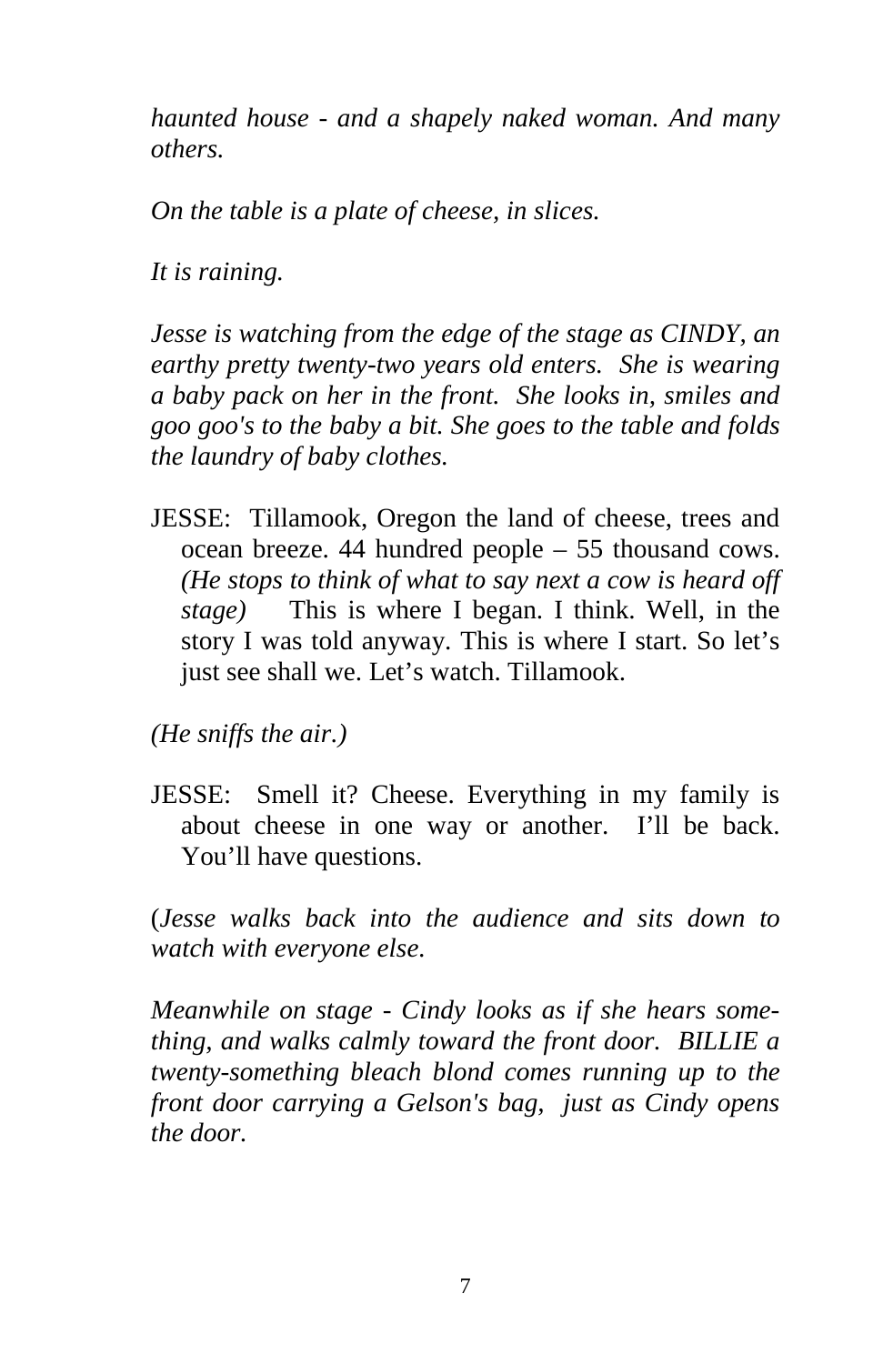*haunted house - and a shapely naked woman. And many others.*

*On the table is a plate of cheese, in slices.*

*It is raining.*

*Jesse is watching from the edge of the stage as CINDY, an earthy pretty twenty-two years old enters. She is wearing a baby pack on her in the front. She looks in, smiles and goo goo's to the baby a bit. She goes to the table and folds the laundry of baby clothes.*

JESSE: Tillamook, Oregon the land of cheese, trees and ocean breeze. 44 hundred people – 55 thousand cows. *(He stops to think of what to say next a cow is heard off stage)* This is where I began. I think. Well, in the story I was told anyway. This is where I start. So let's just see shall we. Let's watch. Tillamook.

*(He sniffs the air.)*

JESSE: Smell it? Cheese. Everything in my family is about cheese in one way or another. I'll be back. You'll have questions.

(*Jesse walks back into the audience and sits down to watch with everyone else.*

*Meanwhile on stage - Cindy looks as if she hears something, and walks calmly toward the front door. BILLIE a twenty-something bleach blond comes running up to the front door carrying a Gelson's bag, just as Cindy opens the door.*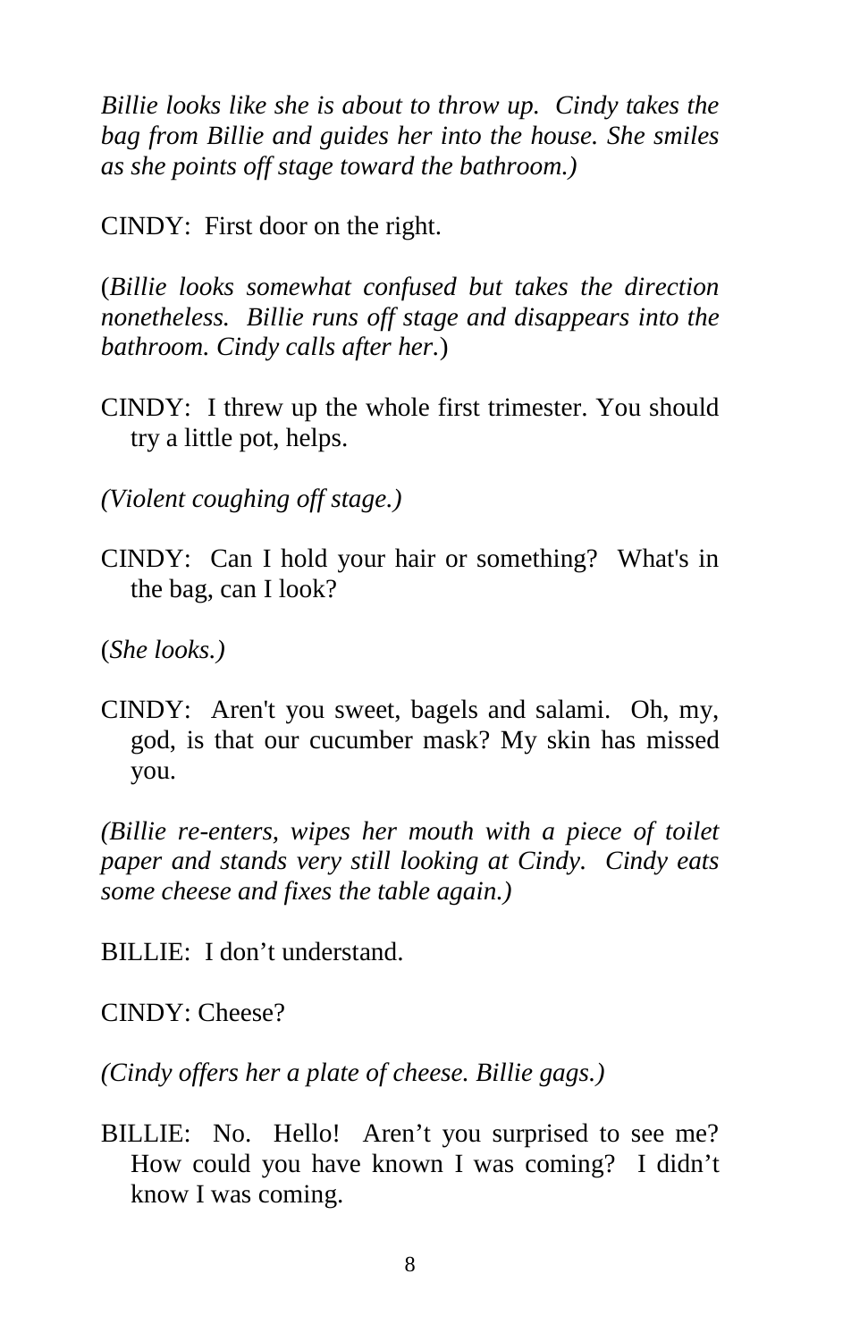*Billie looks like she is about to throw up. Cindy takes the bag from Billie and guides her into the house. She smiles as she points off stage toward the bathroom.)*

CINDY: First door on the right.

(*Billie looks somewhat confused but takes the direction nonetheless. Billie runs off stage and disappears into the bathroom. Cindy calls after her.*)

CINDY: I threw up the whole first trimester. You should try a little pot, helps.

*(Violent coughing off stage.)*

CINDY: Can I hold your hair or something? What's in the bag, can I look?

(*She looks.)*

CINDY: Aren't you sweet, bagels and salami. Oh, my, god, is that our cucumber mask? My skin has missed you.

*(Billie re-enters, wipes her mouth with a piece of toilet paper and stands very still looking at Cindy. Cindy eats some cheese and fixes the table again.)*

BILLIE: I don't understand.

CINDY: Cheese?

*(Cindy offers her a plate of cheese. Billie gags.)*

BILLIE: No. Hello! Aren't you surprised to see me? How could you have known I was coming? I didn't know I was coming.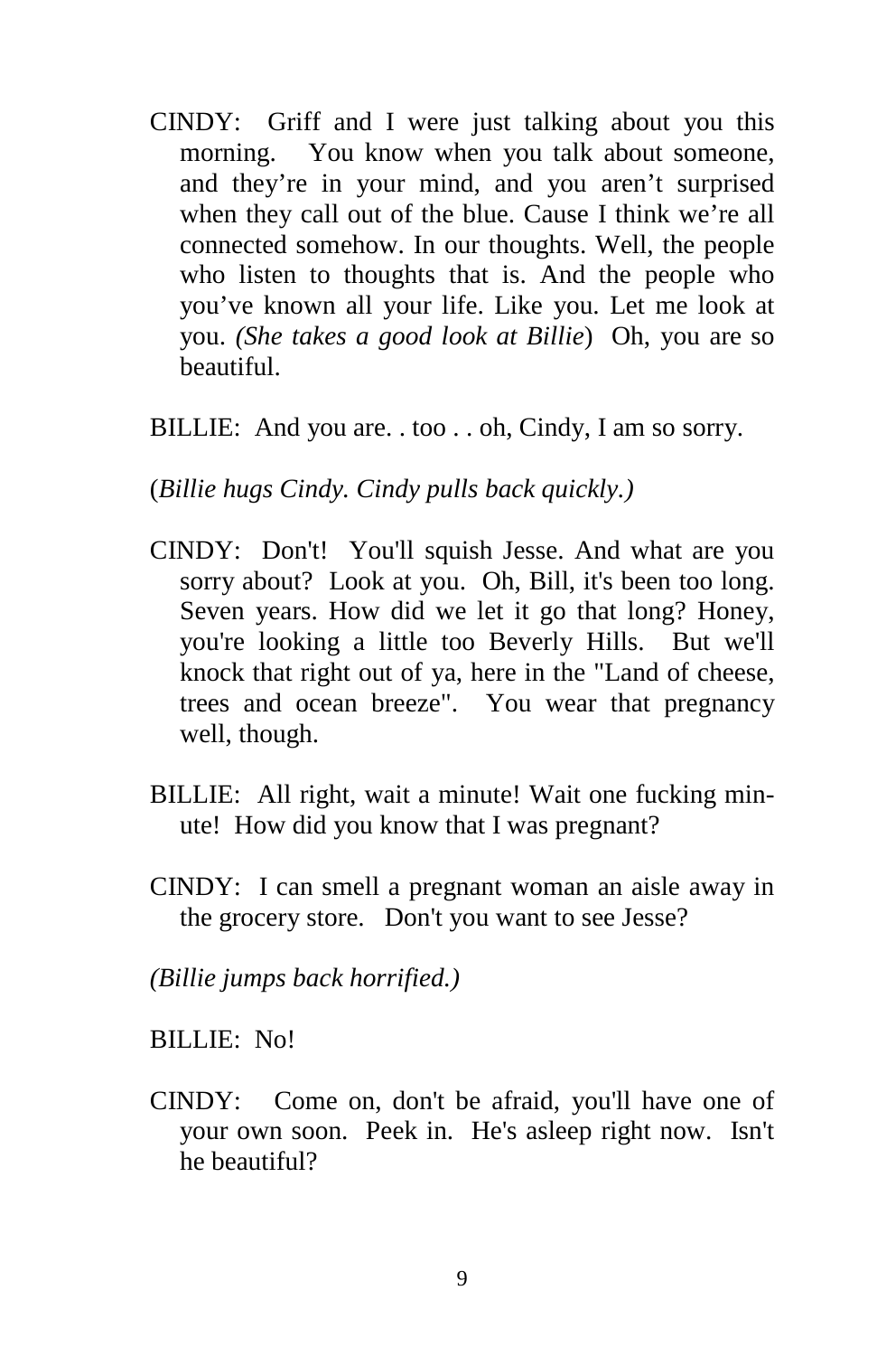CINDY: Griff and I were just talking about you this morning. You know when you talk about someone, and they're in your mind, and you aren't surprised when they call out of the blue. Cause I think we're all connected somehow. In our thoughts. Well, the people who listen to thoughts that is. And the people who you've known all your life. Like you. Let me look at you. *(She takes a good look at Billie)* Oh, you are so beautiful.

BILLIE: And you are. . too . . oh, Cindy, I am so sorry.

(*Billie hugs Cindy. Cindy pulls back quickly.)*

CINDY: Don't! You'll squish Jesse. And what are you sorry about? Look at you. Oh, Bill, it's been too long. Seven years. How did we let it go that long? Honey, you're looking a little too Beverly Hills. But we'll knock that right out of ya, here in the "Land of cheese, trees and ocean breeze". You wear that pregnancy well, though.

BILLIE: All right, wait a minute! Wait one fucking minute! How did you know that I was pregnant?

CINDY: I can smell a pregnant woman an aisle away in the grocery store. Don't you want to see Jesse?

*(Billie jumps back horrified.)*

BILLIE: No!

CINDY: Come on, don't be afraid, you'll have one of your own soon. Peek in. He's asleep right now. Isn't he beautiful?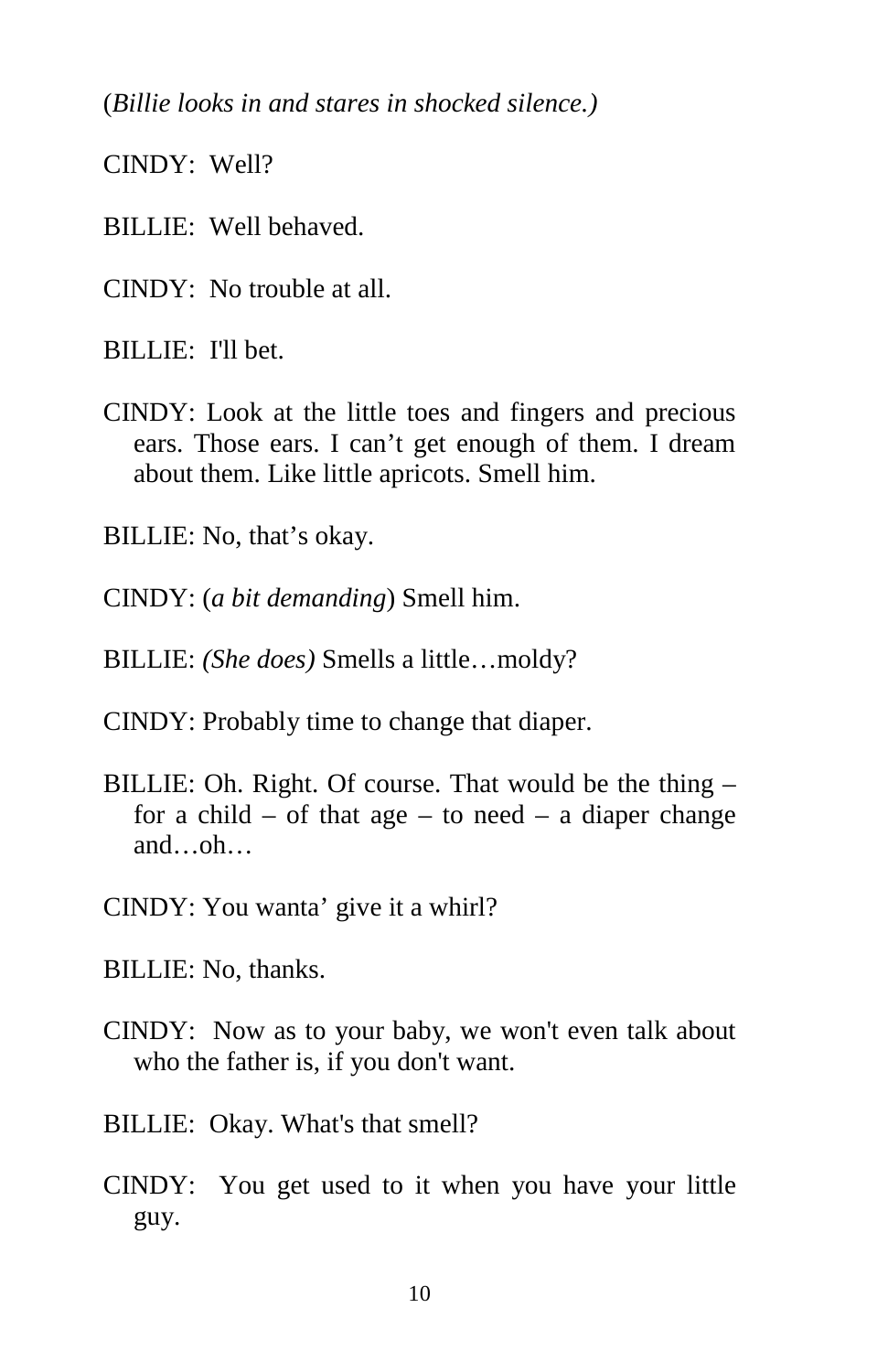(*Billie looks in and stares in shocked silence.)*

CINDY: Well?

BILLIE: Well behaved.

CINDY: No trouble at all.

BILLIE: I'll bet.

CINDY: Look at the little toes and fingers and precious ears. Those ears. I can't get enough of them. I dream about them. Like little apricots. Smell him.

BILLIE: No, that's okay.

CINDY: (*a bit demanding*) Smell him.

BILLIE: *(She does)* Smells a little…moldy?

CINDY: Probably time to change that diaper.

BILLIE: Oh. Right. Of course. That would be the thing – for a child – of that age – to need – a diaper change and…oh…

CINDY: You wanta' give it a whirl?

BILLIE: No, thanks.

CINDY: Now as to your baby, we won't even talk about who the father is, if you don't want.

BILLIE: Okay. What's that smell?

CINDY: You get used to it when you have your little guy.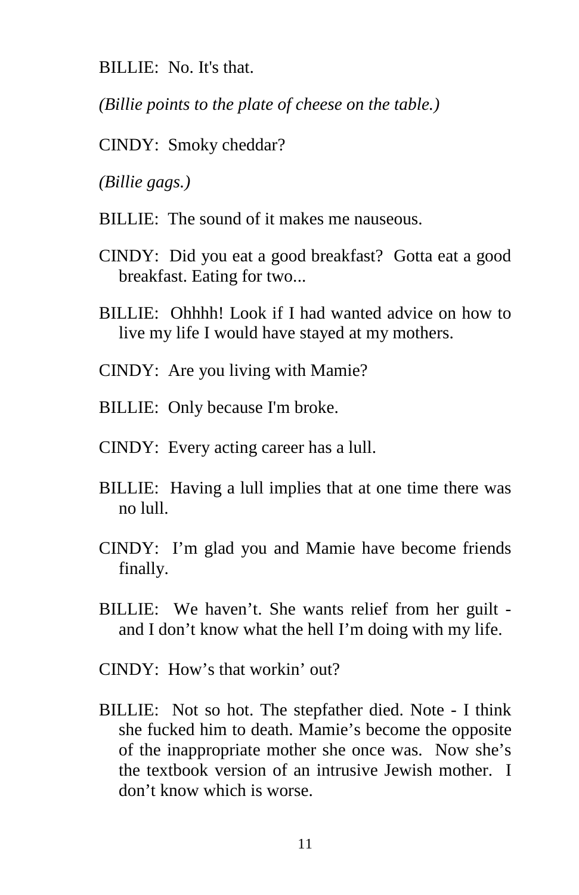BILLIE: No. It's that.

*(Billie points to the plate of cheese on the table.)*

CINDY: Smoky cheddar?

*(Billie gags.)*

BILLIE: The sound of it makes me nauseous.

CINDY: Did you eat a good breakfast? Gotta eat a good breakfast. Eating for two...

BILLIE: Ohhhh! Look if I had wanted advice on how to live my life I would have stayed at my mothers.

CINDY: Are you living with Mamie?

BILLIE: Only because I'm broke.

CINDY: Every acting career has a lull.

BILLIE: Having a lull implies that at one time there was no lull.

CINDY: I'm glad you and Mamie have become friends finally.

BILLIE: We haven't. She wants relief from her guilt - and I don't know what the hell I'm doing with my life.

CINDY: How's that workin' out?

BILLIE: Not so hot. The stepfather died. Note - I think she fucked him to death. Mamie's become the opposite of the inappropriate mother she once was. Now she's the textbook version of an intrusive Jewish mother. I don't know which is worse.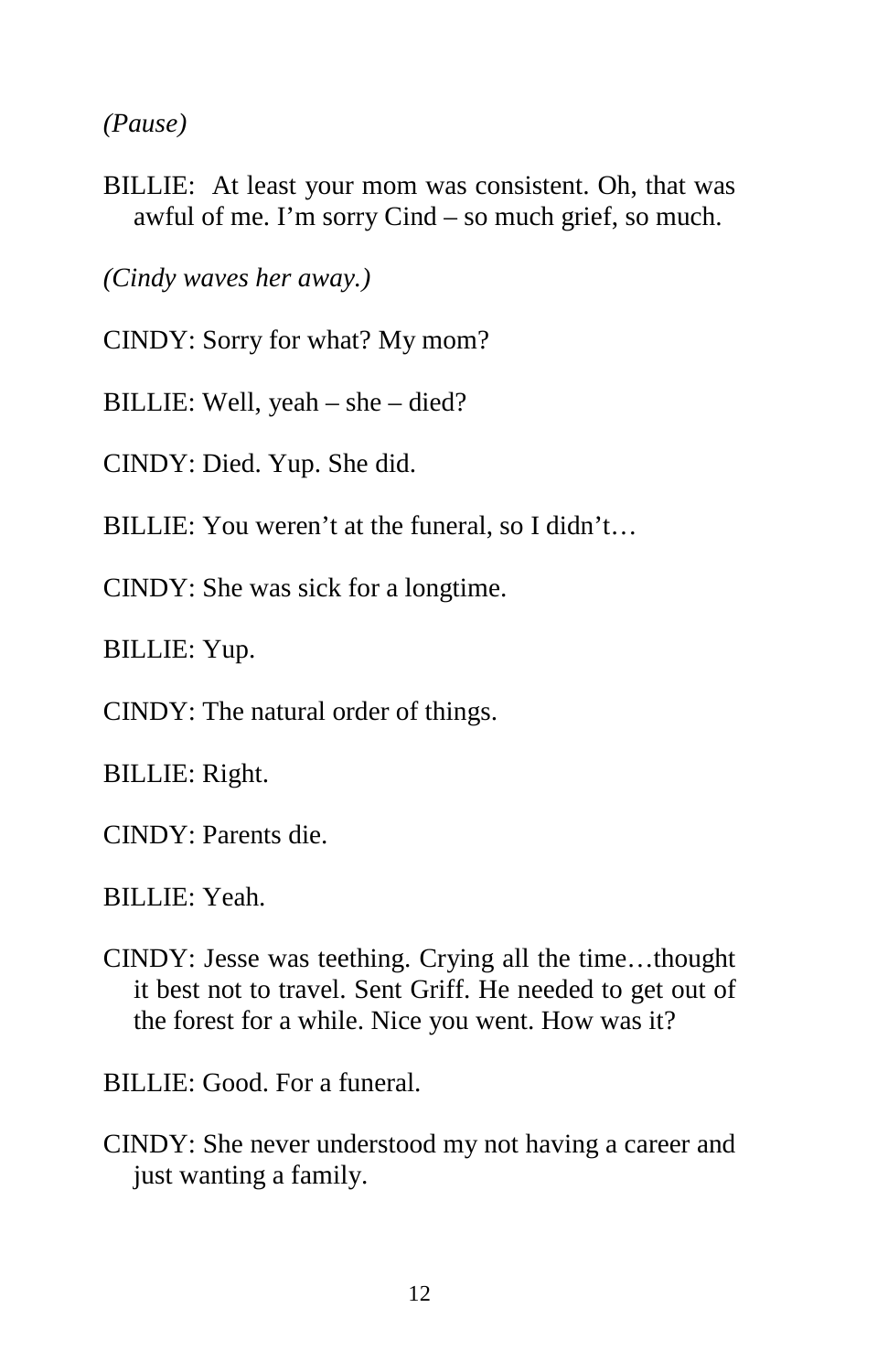*(Pause)*

BILLIE: At least your mom was consistent. Oh, that was awful of me. I'm sorry Cind – so much grief, so much.

*(Cindy waves her away.)*

CINDY: Sorry for what? My mom?

BILLIE: Well, yeah – she – died?

CINDY: Died. Yup. She did.

BILLIE: You weren't at the funeral, so I didn't…

CINDY: She was sick for a longtime.

BILLIE: Yup.

CINDY: The natural order of things.

BILLIE: Right.

CINDY: Parents die.

BILLIE: Yeah.

CINDY: Jesse was teething. Crying all the time…thought it best not to travel. Sent Griff. He needed to get out of the forest for a while. Nice you went. How was it?

BILLIE: Good. For a funeral.

CINDY: She never understood my not having a career and just wanting a family.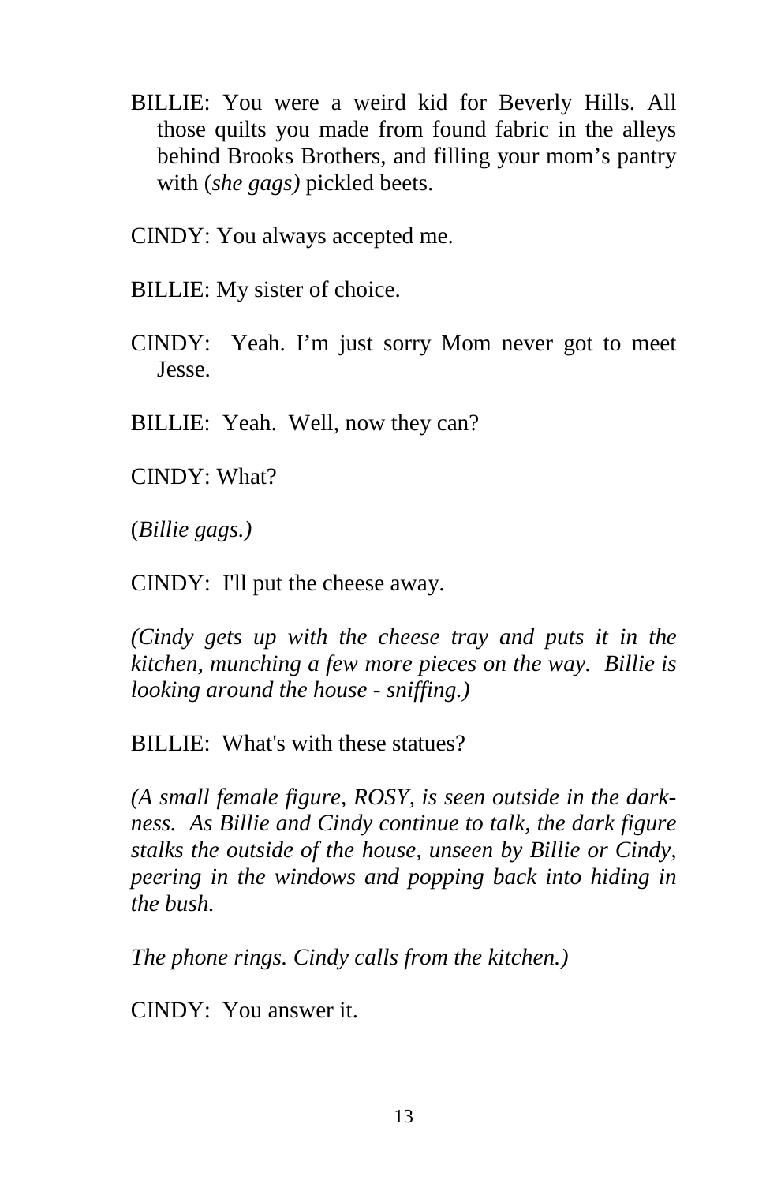BILLIE: You were a weird kid for Beverly Hills. All those quilts you made from found fabric in the alleys behind Brooks Brothers, and filling your mom's pantry with (*she gags)* pickled beets.

CINDY: You always accepted me.

BILLIE: My sister of choice.

CINDY: Yeah. I'm just sorry Mom never got to meet Jesse.

BILLIE: Yeah. Well, now they can?

CINDY: What?

(*Billie gags.)*

CINDY: I'll put the cheese away.

*(Cindy gets up with the cheese tray and puts it in the kitchen, munching a few more pieces on the way. Billie is looking around the house - sniffing.)*

BILLIE: What's with these statues?

*(A small female figure, ROSY, is seen outside in the darkness. As Billie and Cindy continue to talk, the dark figure stalks the outside of the house, unseen by Billie or Cindy, peering in the windows and popping back into hiding in the bush.*

*The phone rings. Cindy calls from the kitchen.)*

CINDY: You answer it.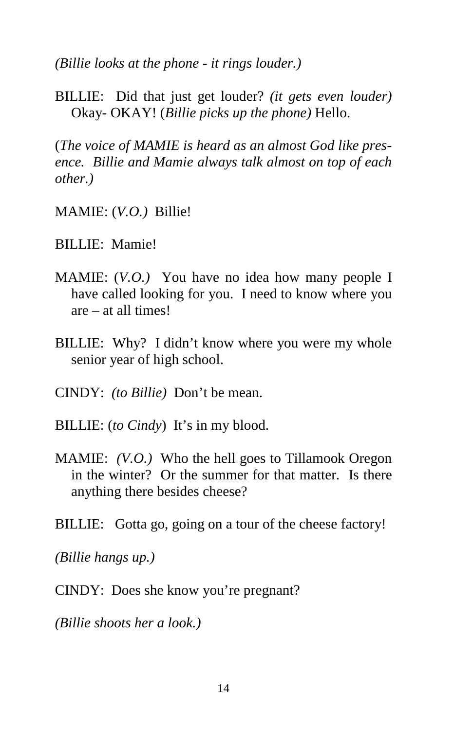*(Billie looks at the phone - it rings louder.)*

BILLIE: Did that just get louder? *(it gets even louder)* Okay- OKAY! (*Billie picks up the phone)* Hello.

(*The voice of MAMIE is heard as an almost God like presence. Billie and Mamie always talk almost on top of each other.)*

MAMIE: (*V.O.)* Billie!

BILLIE: Mamie!

MAMIE: (*V.O.)* You have no idea how many people I have called looking for you. I need to know where you are – at all times!

BILLIE: Why? I didn't know where you were my whole senior year of high school.

CINDY: *(to Billie)* Don't be mean.

BILLIE: (*to Cindy*) It's in my blood.

MAMIE: *(V.O.)* Who the hell goes to Tillamook Oregon in the winter? Or the summer for that matter. Is there anything there besides cheese?

BILLIE: Gotta go, going on a tour of the cheese factory!

*(Billie hangs up.)*

CINDY: Does she know you're pregnant?

*(Billie shoots her a look.)*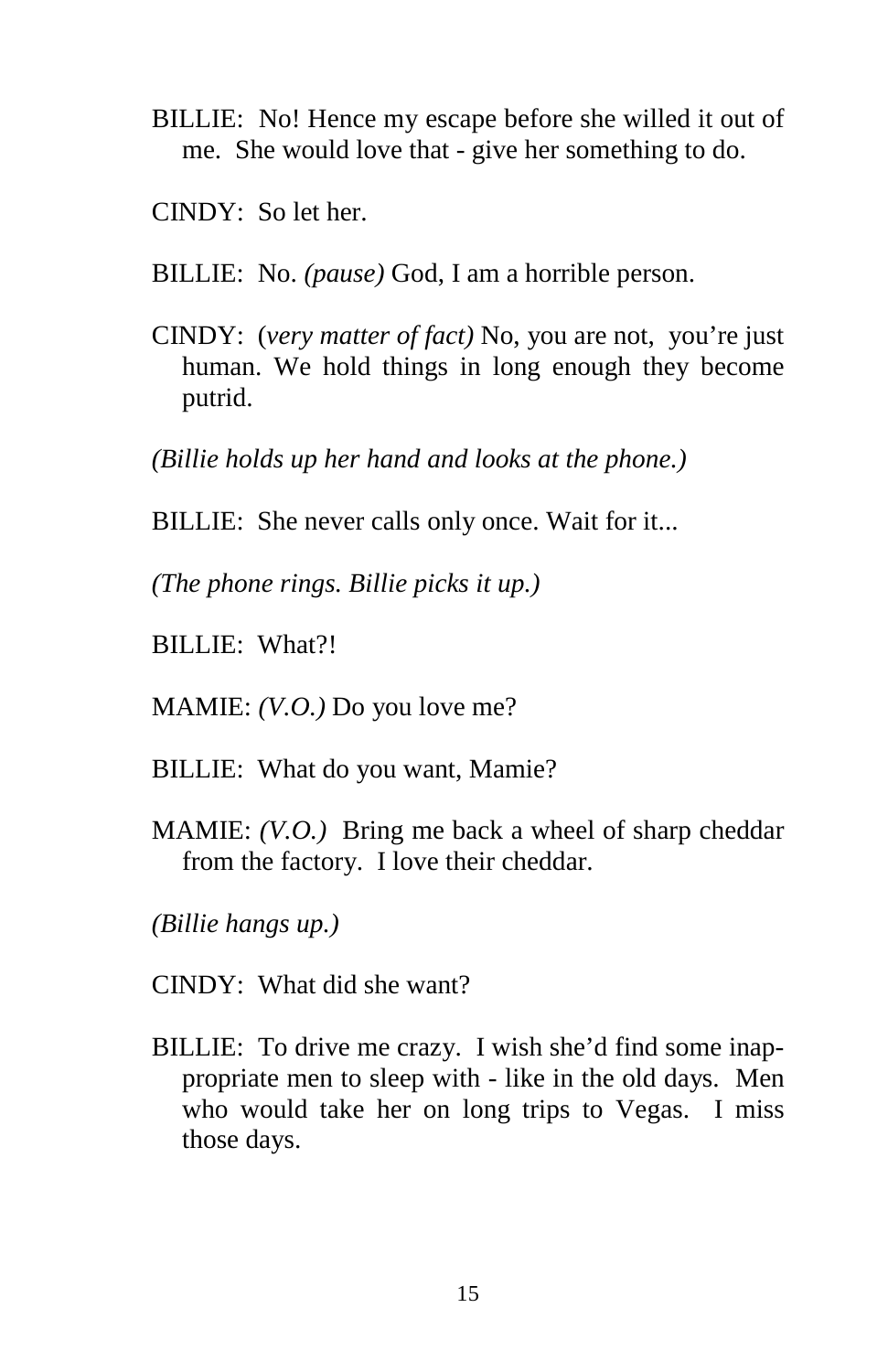BILLIE: No! Hence my escape before she willed it out of me. She would love that - give her something to do.

CINDY: So let her.

BILLIE: No. *(pause)* God, I am a horrible person.

CINDY: (*very matter of fact)* No, you are not, you're just human. We hold things in long enough they become putrid.

*(Billie holds up her hand and looks at the phone.)*

BILLIE: She never calls only once. Wait for it...

*(The phone rings. Billie picks it up.)*

BILLIE: What?!

MAMIE: *(V.O.)* Do you love me?

BILLIE: What do you want, Mamie?

MAMIE: *(V.O.)* Bring me back a wheel of sharp cheddar from the factory. I love their cheddar.

*(Billie hangs up.)*

CINDY: What did she want?

BILLIE: To drive me crazy. I wish she'd find some inappropriate men to sleep with - like in the old days. Men who would take her on long trips to Vegas. I miss those days.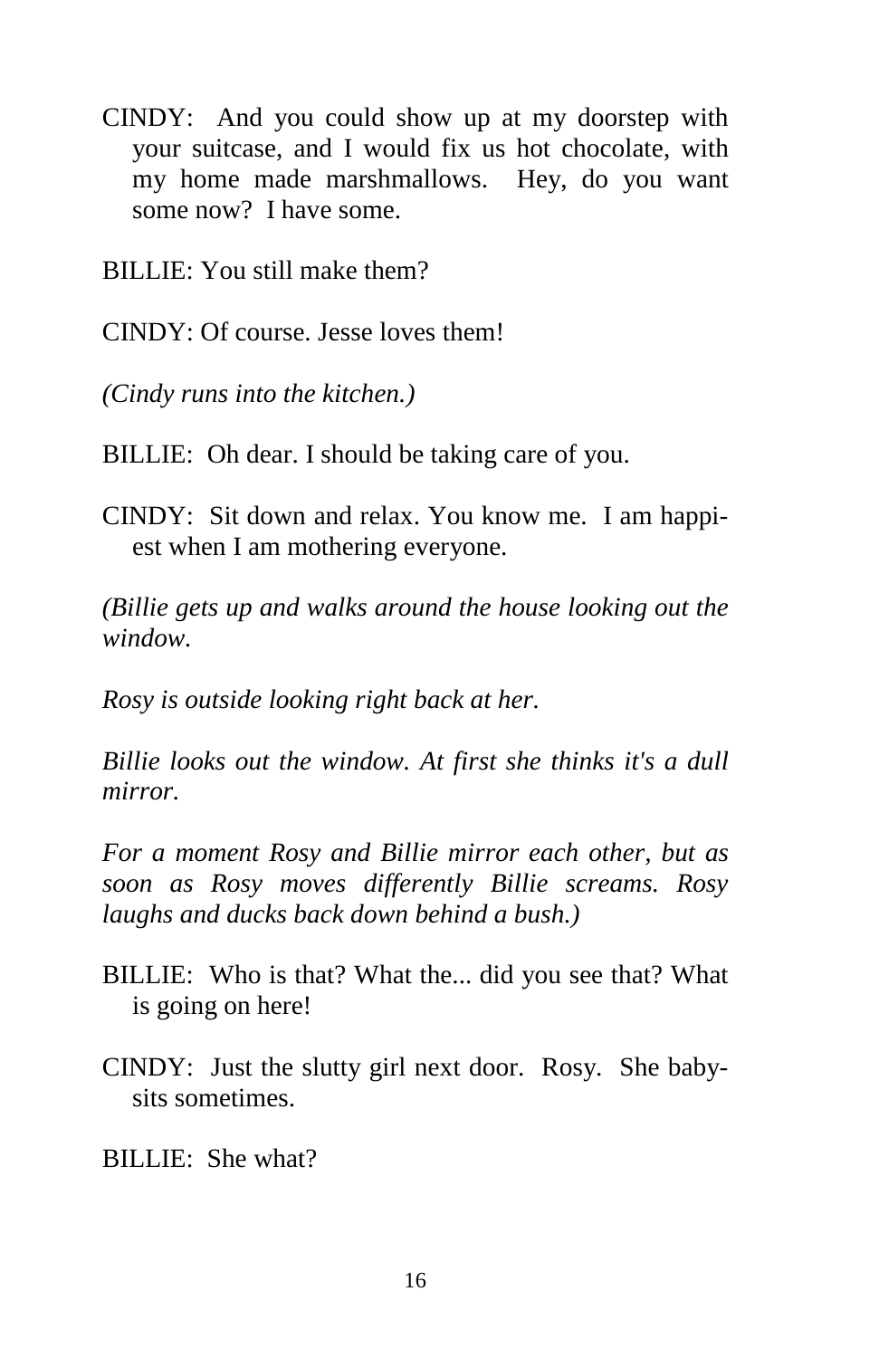CINDY: And you could show up at my doorstep with your suitcase, and I would fix us hot chocolate, with my home made marshmallows. Hey, do you want some now? I have some.

BILLIE: You still make them?

CINDY: Of course. Jesse loves them!

*(Cindy runs into the kitchen.)*

BILLIE: Oh dear. I should be taking care of you.

CINDY: Sit down and relax. You know me. I am happiest when I am mothering everyone.

*(Billie gets up and walks around the house looking out the window.*

*Rosy is outside looking right back at her.*

*Billie looks out the window. At first she thinks it's a dull mirror.*

*For a moment Rosy and Billie mirror each other, but as soon as Rosy moves differently Billie screams. Rosy laughs and ducks back down behind a bush.)*

BILLIE: Who is that? What the... did you see that? What is going on here!

CINDY: Just the slutty girl next door. Rosy. She babysits sometimes.

BILLIE: She what?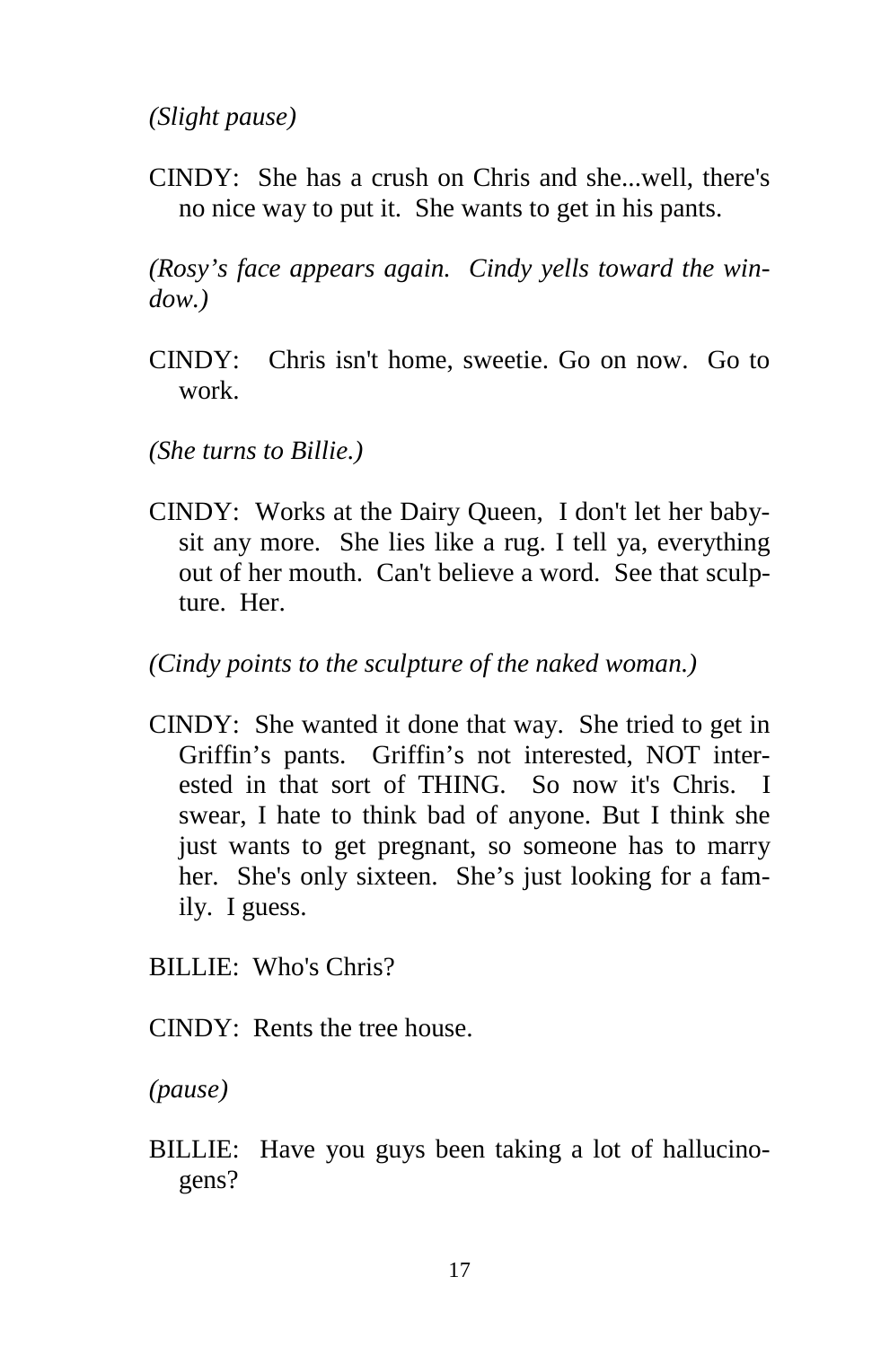*(Slight pause)*

CINDY: She has a crush on Chris and she...well, there's no nice way to put it. She wants to get in his pants.

*(Rosy's face appears again. Cindy yells toward the window.)*

CINDY: Chris isn't home, sweetie. Go on now. Go to work.

*(She turns to Billie.)*

CINDY: Works at the Dairy Queen, I don't let her babysit any more. She lies like a rug. I tell ya, everything out of her mouth. Can't believe a word. See that sculpture. Her.

*(Cindy points to the sculpture of the naked woman.)*

CINDY: She wanted it done that way. She tried to get in Griffin's pants. Griffin's not interested, NOT interested in that sort of THING. So now it's Chris. I swear, I hate to think bad of anyone. But I think she just wants to get pregnant, so someone has to marry her. She's only sixteen. She's just looking for a family. I guess.

BILLIE: Who's Chris?

CINDY: Rents the tree house.

*(pause)*

BILLIE: Have you guys been taking a lot of hallucinogens?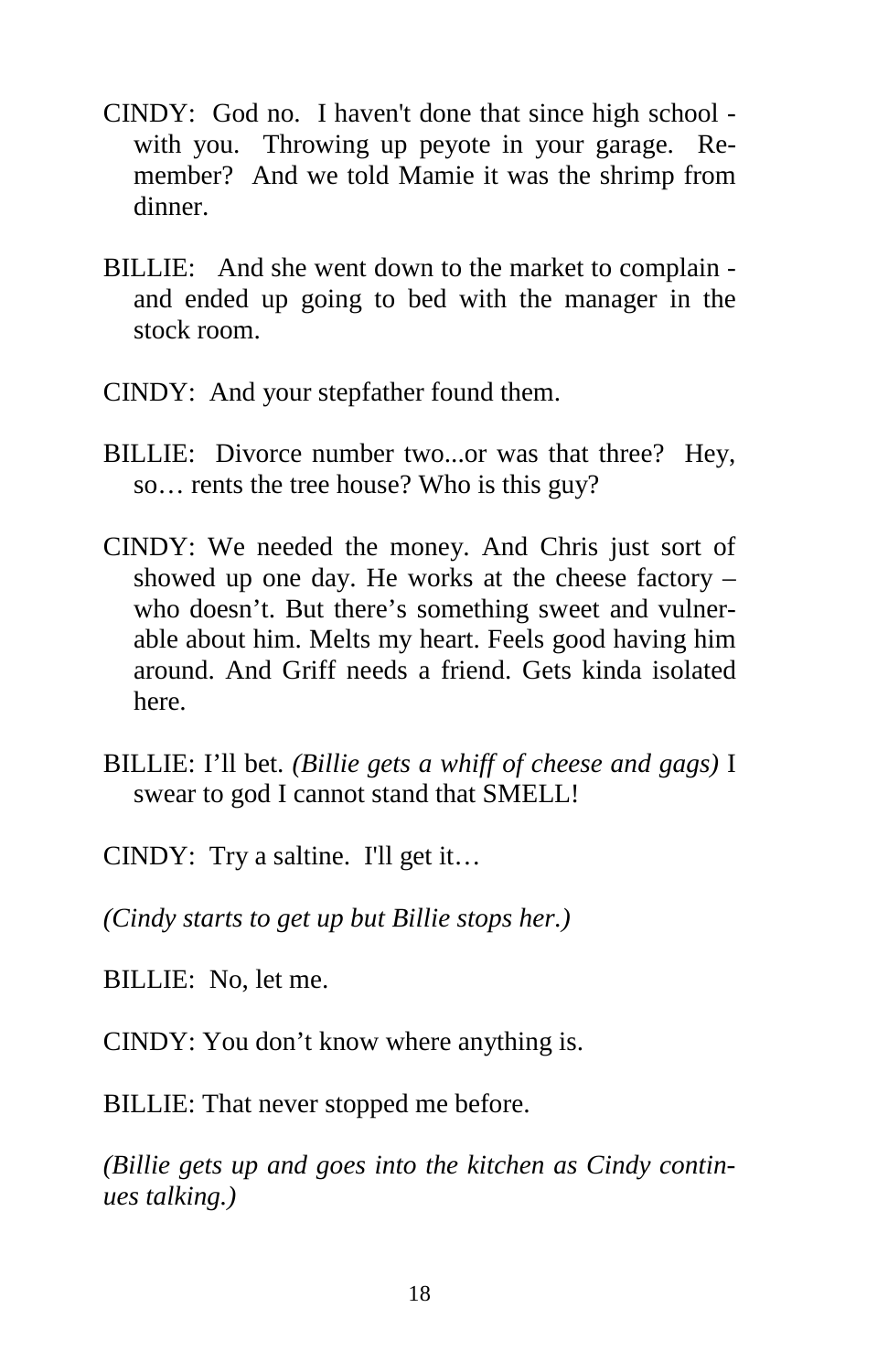CINDY: God no. I haven't done that since high school - with you. Throwing up peyote in your garage. Remember? And we told Mamie it was the shrimp from dinner.

BILLIE: And she went down to the market to complain - and ended up going to bed with the manager in the stock room.

CINDY: And your stepfather found them.

BILLIE: Divorce number two...or was that three? Hey, so… rents the tree house? Who is this guy?

CINDY: We needed the money. And Chris just sort of showed up one day. He works at the cheese factory – who doesn't. But there's something sweet and vulnerable about him. Melts my heart. Feels good having him around. And Griff needs a friend. Gets kinda isolated here.

BILLIE: I'll bet. *(Billie gets a whiff of cheese and gags)* I swear to god I cannot stand that SMELL!

CINDY: Try a saltine. I'll get it…

*(Cindy starts to get up but Billie stops her.)*

BILLIE: No, let me.

CINDY: You don't know where anything is.

BILLIE: That never stopped me before.

*(Billie gets up and goes into the kitchen as Cindy continues talking.)*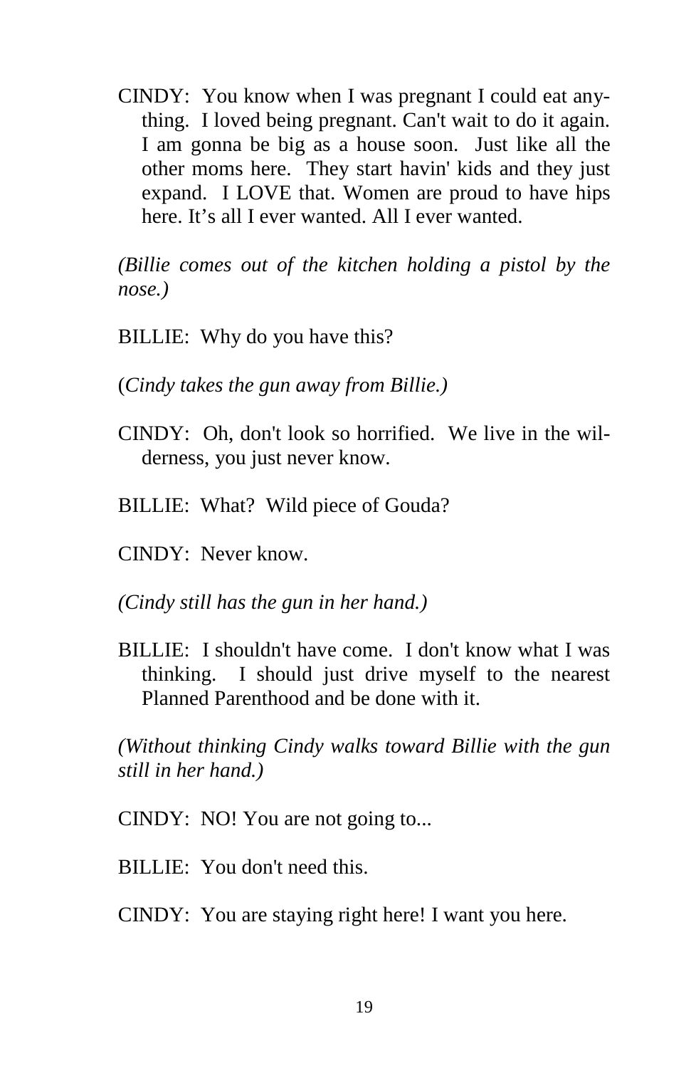CINDY: You know when I was pregnant I could eat anything. I loved being pregnant. Can't wait to do it again. I am gonna be big as a house soon. Just like all the other moms here. They start havin' kids and they just expand. I LOVE that. Women are proud to have hips here. It's all I ever wanted. All I ever wanted.

*(Billie comes out of the kitchen holding a pistol by the nose.)*

BILLIE: Why do you have this?

(*Cindy takes the gun away from Billie.)*

CINDY: Oh, don't look so horrified. We live in the wilderness, you just never know.

BILLIE: What? Wild piece of Gouda?

CINDY: Never know.

*(Cindy still has the gun in her hand.)*

BILLIE: I shouldn't have come. I don't know what I was thinking. I should just drive myself to the nearest Planned Parenthood and be done with it.

*(Without thinking Cindy walks toward Billie with the gun still in her hand.)*

CINDY: NO! You are not going to...

BILLIE: You don't need this.

CINDY: You are staying right here! I want you here.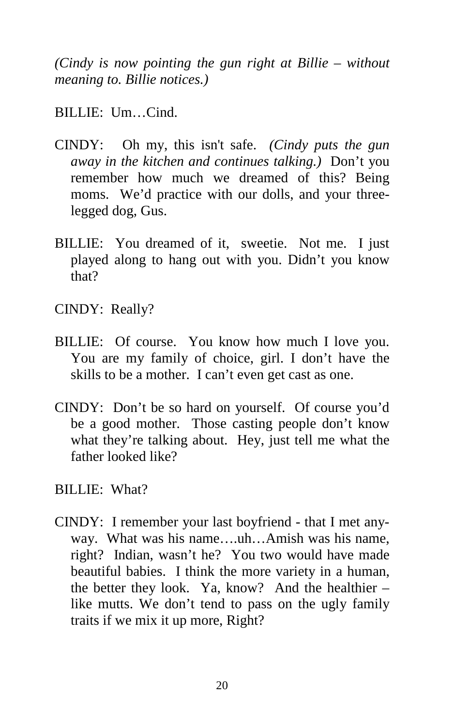*(Cindy is now pointing the gun right at Billie – without meaning to. Billie notices.)*

BILLIE: Um…Cind.

CINDY: Oh my, this isn't safe. *(Cindy puts the gun away in the kitchen and continues talking.)* Don't you remember how much we dreamed of this? Being moms. We'd practice with our dolls, and your three-legged dog, Gus.

BILLIE: You dreamed of it, sweetie. Not me. I just played along to hang out with you. Didn't you know that?

CINDY: Really?

BILLIE: Of course. You know how much I love you. You are my family of choice, girl. I don't have the skills to be a mother. I can't even get cast as one.

CINDY: Don't be so hard on yourself. Of course you'd be a good mother. Those casting people don't know what they're talking about. Hey, just tell me what the father looked like?

BILLIE: What?

CINDY: I remember your last boyfriend - that I met anyway. What was his name….uh…Amish was his name, right? Indian, wasn't he? You two would have made beautiful babies. I think the more variety in a human, the better they look. Ya, know? And the healthier – like mutts. We don't tend to pass on the ugly family traits if we mix it up more, Right?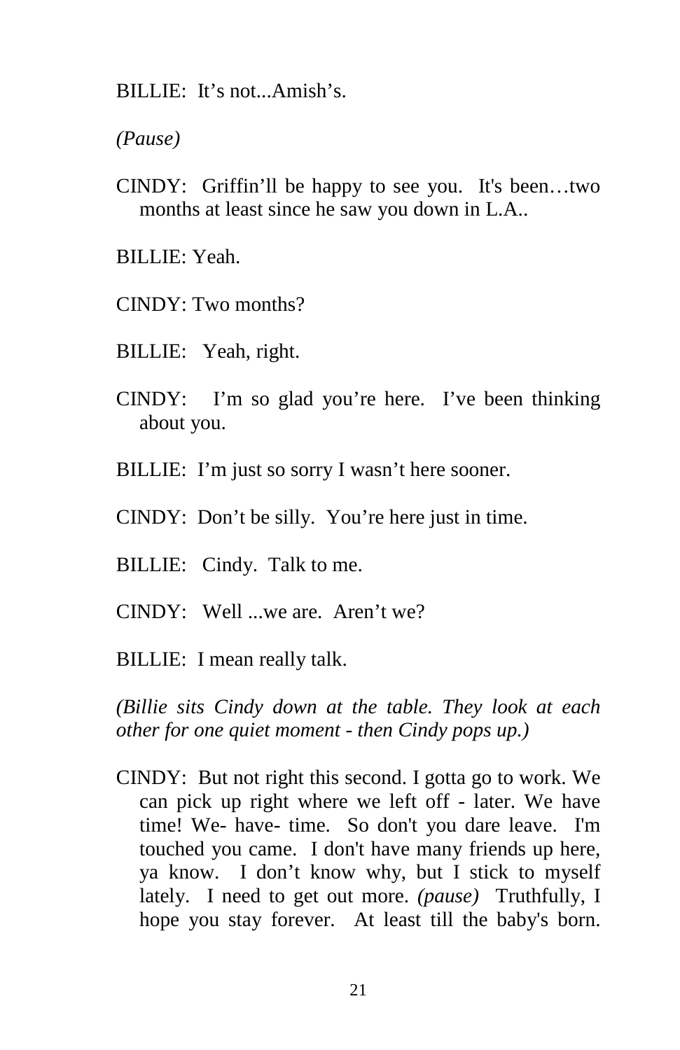BILLIE: It's not...Amish's.

*(Pause)*

CINDY: Griffin'll be happy to see you. It's been…two months at least since he saw you down in L.A..

BILLIE: Yeah.

CINDY: Two months?

BILLIE: Yeah, right.

CINDY: I'm so glad you're here. I've been thinking about you.

BILLIE: I'm just so sorry I wasn't here sooner.

CINDY: Don't be silly. You're here just in time.

BILLIE: Cindy. Talk to me.

CINDY: Well ...we are. Aren't we?

BILLIE: I mean really talk.

*(Billie sits Cindy down at the table. They look at each other for one quiet moment - then Cindy pops up.)*

CINDY: But not right this second. I gotta go to work. We can pick up right where we left off - later. We have time! We- have- time. So don't you dare leave. I'm touched you came. I don't have many friends up here, ya know. I don't know why, but I stick to myself lately. I need to get out more. *(pause)* Truthfully, I hope you stay forever. At least till the baby's born.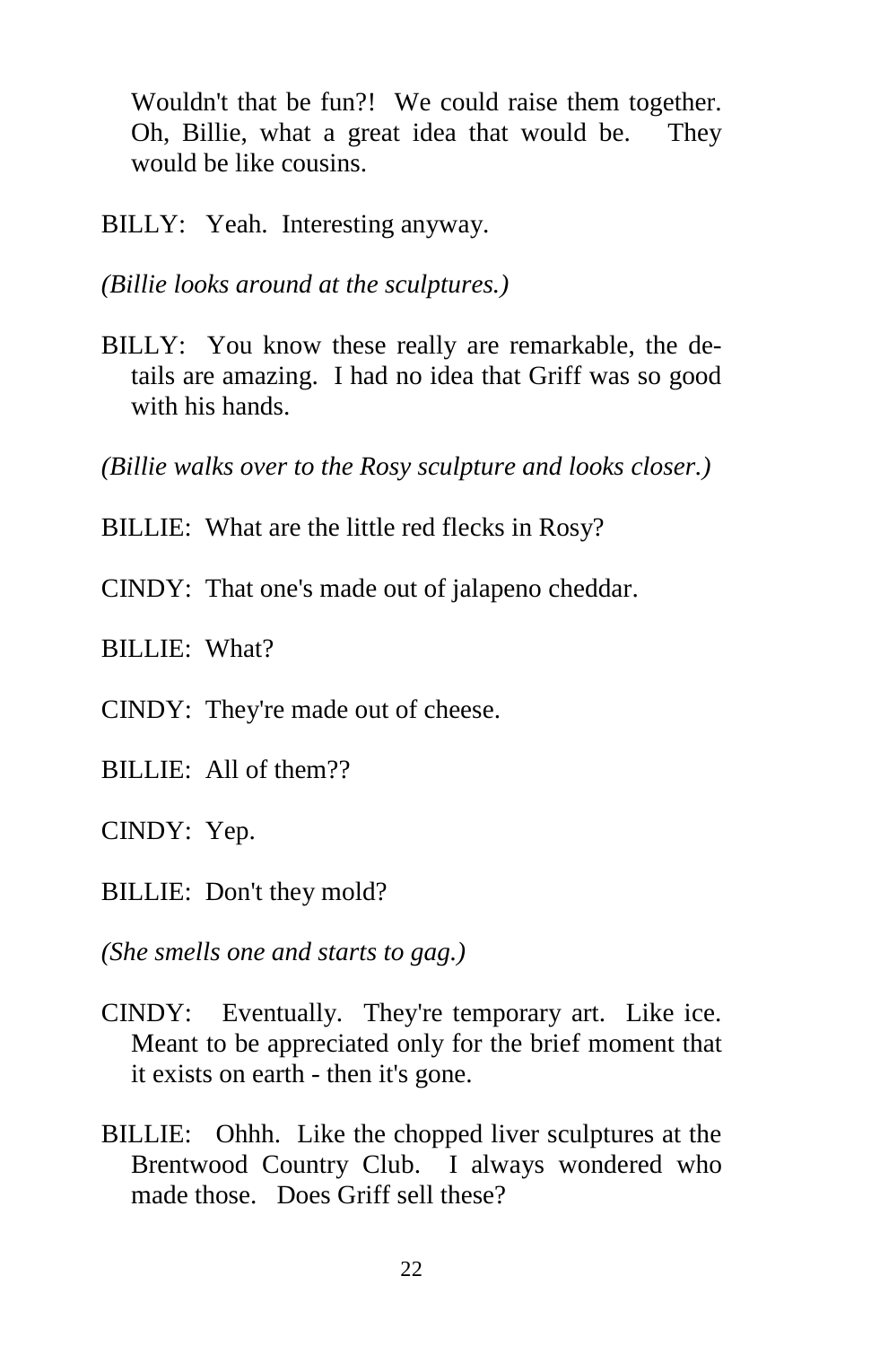Wouldn't that be fun?! We could raise them together. Oh, Billie, what a great idea that would be. They would be like cousins.

BILLY: Yeah. Interesting anyway.

*(Billie looks around at the sculptures.)*

BILLY: You know these really are remarkable, the details are amazing. I had no idea that Griff was so good with his hands.

*(Billie walks over to the Rosy sculpture and looks closer.)*

BILLIE: What are the little red flecks in Rosy?

CINDY: That one's made out of jalapeno cheddar.

BILLIE: What?

CINDY: They're made out of cheese.

BILLIE: All of them??

CINDY: Yep.

BILLIE: Don't they mold?

*(She smells one and starts to gag.)*

CINDY: Eventually. They're temporary art. Like ice. Meant to be appreciated only for the brief moment that it exists on earth - then it's gone.

BILLIE: Ohhh. Like the chopped liver sculptures at the Brentwood Country Club. I always wondered who made those. Does Griff sell these?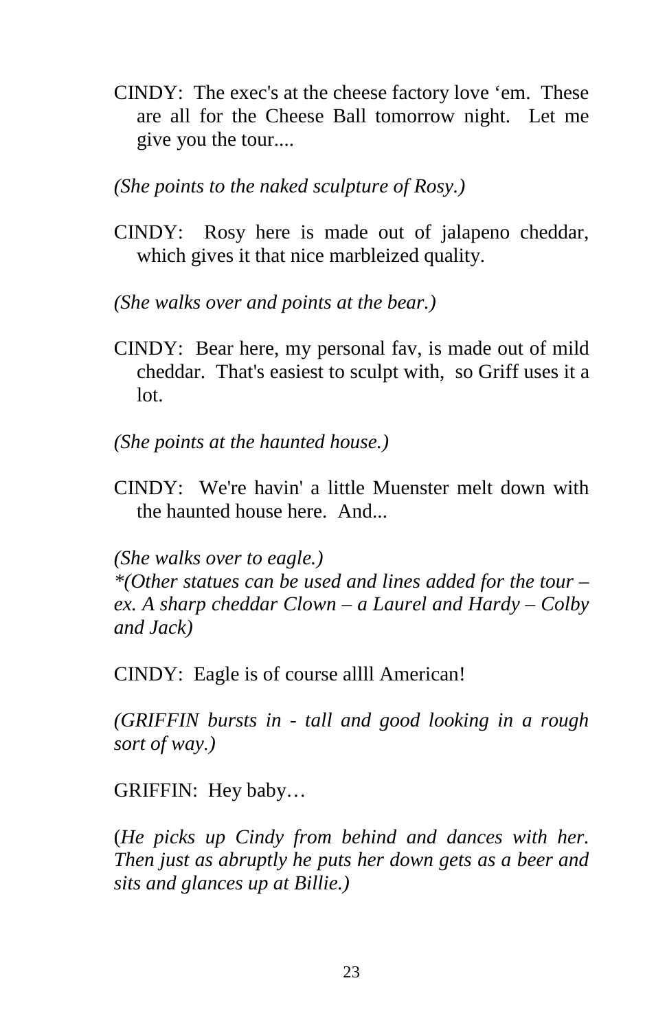CINDY: The exec's at the cheese factory love 'em. These are all for the Cheese Ball tomorrow night. Let me give you the tour....

*(She points to the naked sculpture of Rosy.)*

CINDY: Rosy here is made out of jalapeno cheddar, which gives it that nice marbleized quality.

*(She walks over and points at the bear.)*

CINDY: Bear here, my personal fav, is made out of mild cheddar. That's easiest to sculpt with, so Griff uses it a lot.

*(She points at the haunted house.)*

CINDY: We're havin' a little Muenster melt down with the haunted house here. And...

*(She walks over to eagle.)*
**(Other statues can be used and lines added for the tour – ex. A sharp cheddar Clown – a Laurel and Hardy – Colby and Jack)*

CINDY: Eagle is of course allll American!

*(GRIFFIN bursts in - tall and good looking in a rough sort of way.)*

GRIFFIN: Hey baby…

(*He picks up Cindy from behind and dances with her. Then just as abruptly he puts her down gets as a beer and sits and glances up at Billie.)*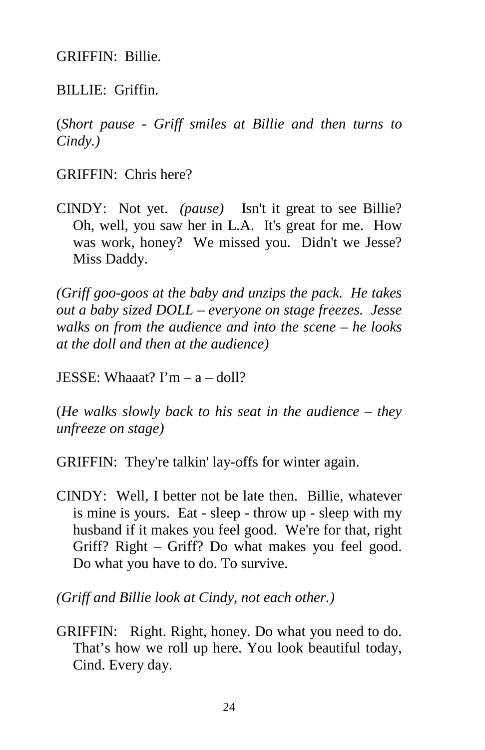GRIFFIN: Billie.

BILLIE: Griffin.

(*Short pause - Griff smiles at Billie and then turns to Cindy.)*

GRIFFIN: Chris here?

CINDY: Not yet. *(pause)* Isn't it great to see Billie? Oh, well, you saw her in L.A. It's great for me. How was work, honey? We missed you. Didn't we Jesse? Miss Daddy.

*(Griff goo-goos at the baby and unzips the pack. He takes out a baby sized DOLL – everyone on stage freezes. Jesse walks on from the audience and into the scene – he looks at the doll and then at the audience)*

JESSE: Whaaat? I'm – a – doll?

(*He walks slowly back to his seat in the audience – they unfreeze on stage)*

GRIFFIN: They're talkin' lay-offs for winter again.

CINDY: Well, I better not be late then. Billie, whatever is mine is yours. Eat - sleep - throw up - sleep with my husband if it makes you feel good. We're for that, right Griff? Right – Griff? Do what makes you feel good. Do what you have to do. To survive.

*(Griff and Billie look at Cindy, not each other.)*

GRIFFIN: Right. Right, honey. Do what you need to do. That's how we roll up here. You look beautiful today, Cind. Every day.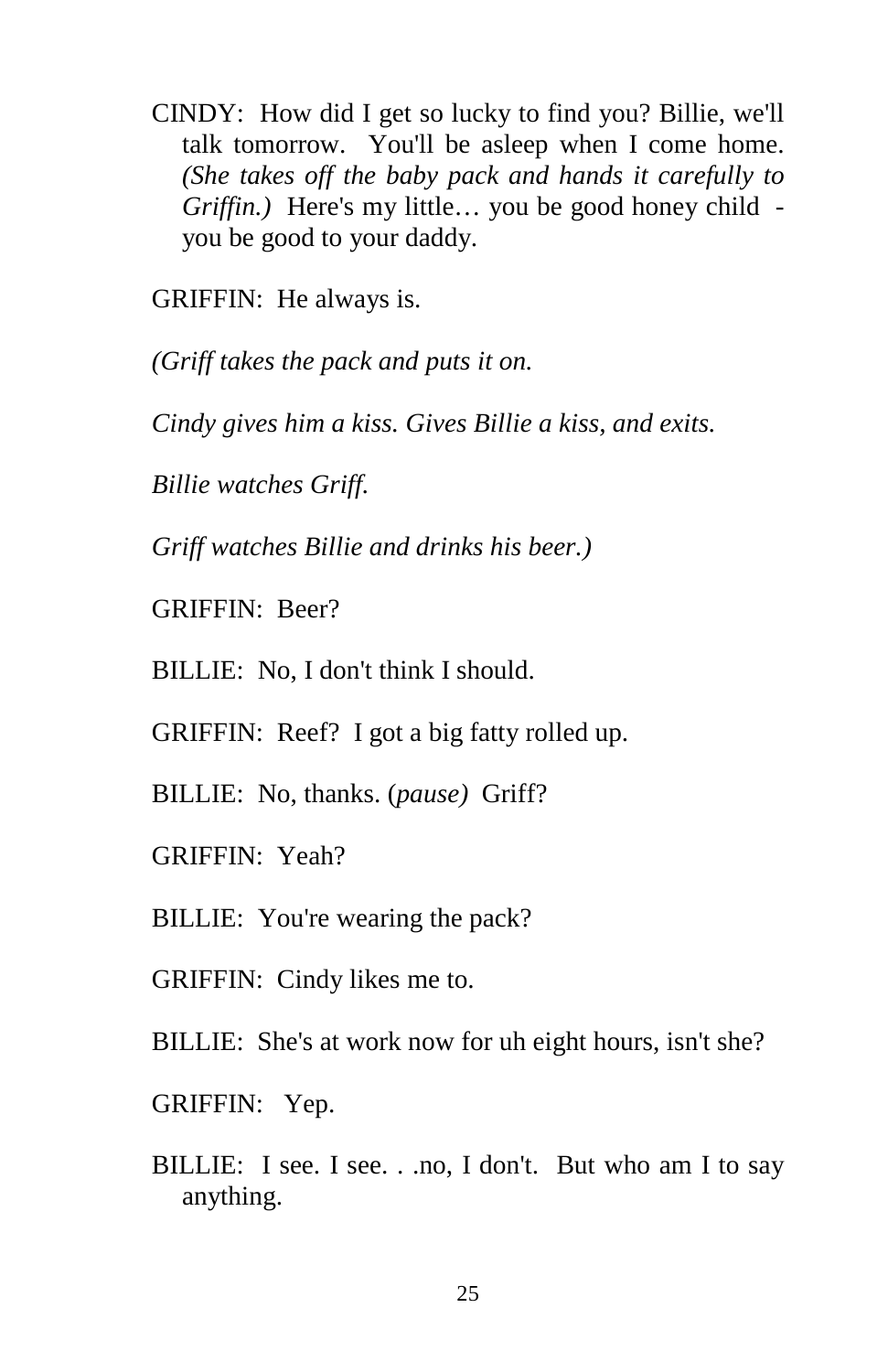CINDY: How did I get so lucky to find you? Billie, we'll talk tomorrow. You'll be asleep when I come home. *(She takes off the baby pack and hands it carefully to Griffin.)* Here's my little… you be good honey child - you be good to your daddy.

GRIFFIN: He always is.

*(Griff takes the pack and puts it on.*

*Cindy gives him a kiss. Gives Billie a kiss, and exits.*

*Billie watches Griff.*

*Griff watches Billie and drinks his beer.)*

GRIFFIN: Beer?

BILLIE: No, I don't think I should.

GRIFFIN: Reef? I got a big fatty rolled up.

BILLIE: No, thanks. (*pause)* Griff?

GRIFFIN: Yeah?

BILLIE: You're wearing the pack?

GRIFFIN: Cindy likes me to.

BILLIE: She's at work now for uh eight hours, isn't she?

GRIFFIN: Yep.

BILLIE: I see. I see. . .no, I don't. But who am I to say anything.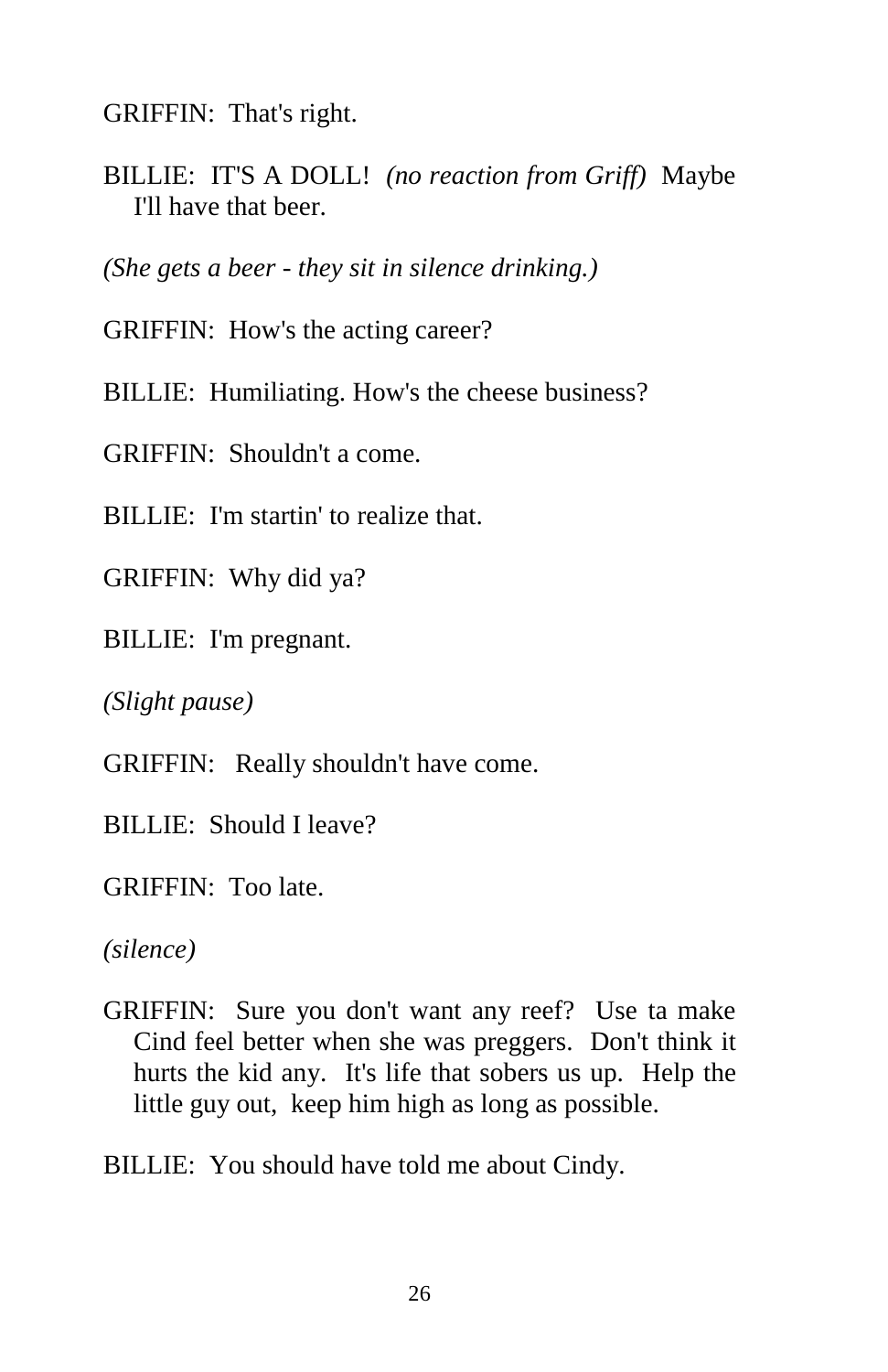GRIFFIN:  That's right.

BILLIE:  IT'S A DOLL!  *(no reaction from Griff)*  Maybe I'll have that beer.

*(She gets a beer - they sit in silence drinking.)*

GRIFFIN:  How's the acting career?

BILLIE:  Humiliating. How's the cheese business?

GRIFFIN:  Shouldn't a come.

BILLIE:  I'm startin' to realize that.

GRIFFIN:  Why did ya?

BILLIE:  I'm pregnant.

*(Slight pause)*

GRIFFIN:   Really shouldn't have come.

BILLIE:  Should I leave?

GRIFFIN:  Too late.

*(silence)*

GRIFFIN:  Sure you don't want any reef?  Use ta make Cind feel better when she was preggers.  Don't think it hurts the kid any.  It's life that sobers us up.  Help the little guy out,  keep him high as long as possible.

BILLIE:  You should have told me about Cindy.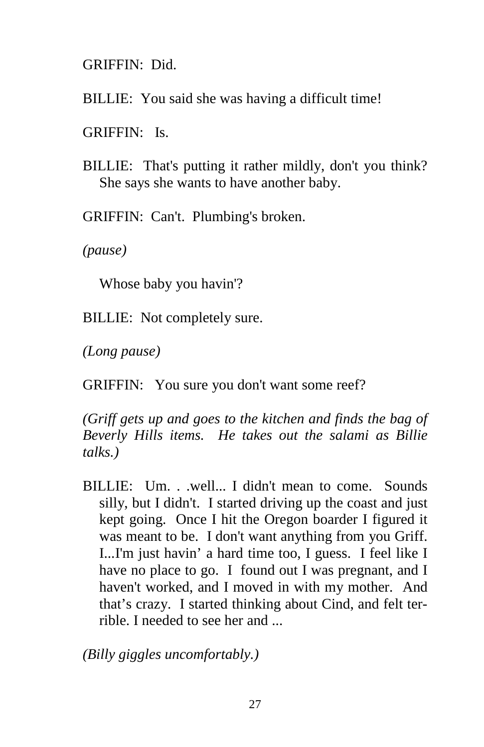GRIFFIN: Did.

BILLIE: You said she was having a difficult time!

GRIFFIN: Is.

BILLIE: That's putting it rather mildly, don't you think? She says she wants to have another baby.

GRIFFIN: Can't. Plumbing's broken.

*(pause)*

Whose baby you havin'?

BILLIE: Not completely sure.

*(Long pause)*

GRIFFIN: You sure you don't want some reef?

*(Griff gets up and goes to the kitchen and finds the bag of Beverly Hills items. He takes out the salami as Billie talks.)*

BILLIE: Um. . .well... I didn't mean to come. Sounds silly, but I didn't. I started driving up the coast and just kept going. Once I hit the Oregon boarder I figured it was meant to be. I don't want anything from you Griff. I...I'm just havin' a hard time too, I guess. I feel like I have no place to go. I found out I was pregnant, and I haven't worked, and I moved in with my mother. And that's crazy. I started thinking about Cind, and felt terrible. I needed to see her and ...

*(Billy giggles uncomfortably.)*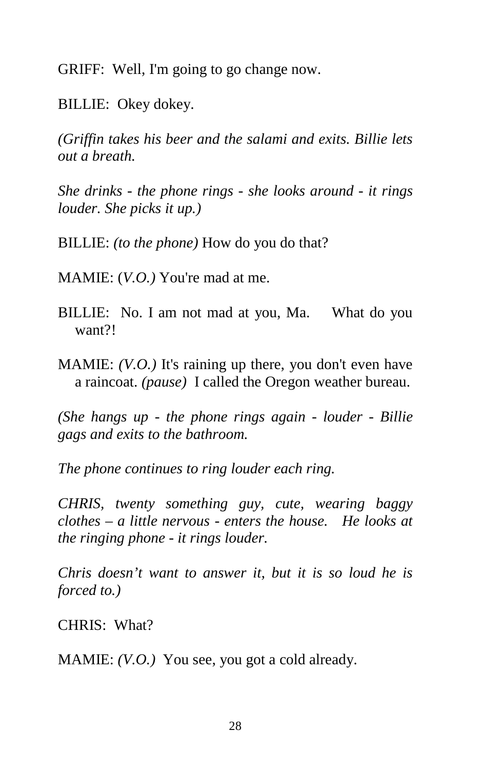GRIFF:  Well, I'm going to go change now.

BILLIE:  Okey dokey.

*(Griffin takes his beer and the salami and exits. Billie lets out a breath.*

*She drinks - the phone rings - she looks around - it rings louder. She picks it up.)*

BILLIE: *(to the phone)* How do you do that?

MAMIE: (*V.O.)* You're mad at me.

BILLIE:  No. I am not mad at you, Ma.   What do you want?!

MAMIE: *(V.O.)* It's raining up there, you don't even have a raincoat. *(pause)*  I called the Oregon weather bureau.

*(She hangs up - the phone rings again - louder - Billie gags and exits to the bathroom.*

*The phone continues to ring louder each ring.*

*CHRIS, twenty something guy, cute, wearing baggy clothes – a little nervous - enters the house.   He looks at the ringing phone - it rings louder.*

*Chris doesn't want to answer it, but it is so loud he is forced to.)*

CHRIS:  What?

MAMIE: *(V.O.)*  You see, you got a cold already.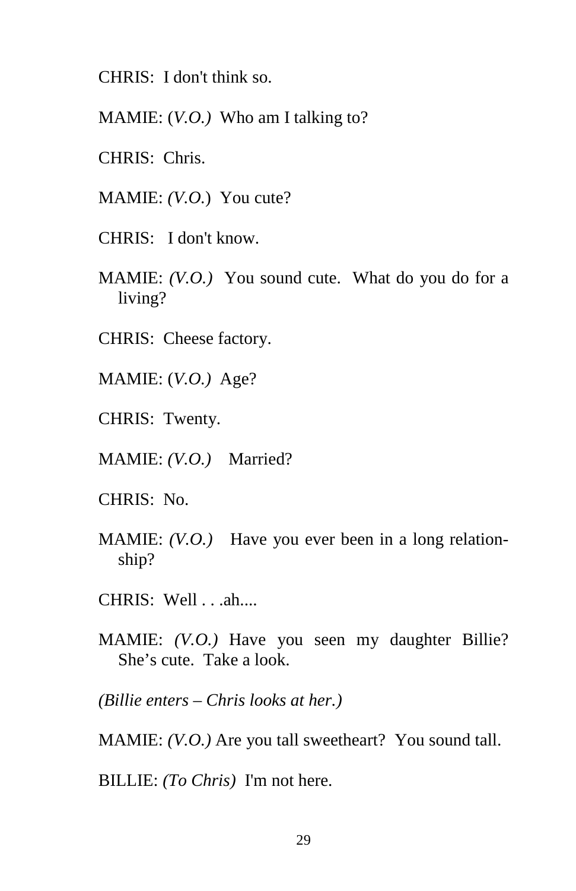CHRIS: I don't think so.

MAMIE: (*V.O.)* Who am I talking to?

CHRIS: Chris.

MAMIE: *(V.O.*) You cute?

CHRIS: I don't know.

MAMIE: *(V.O.)* You sound cute. What do you do for a living?

CHRIS: Cheese factory.

MAMIE: (*V.O.)* Age?

CHRIS: Twenty.

MAMIE: *(V.O.)* Married?

CHRIS: No.

MAMIE: *(V.O.)* Have you ever been in a long relationship?

CHRIS: Well . . .ah....

MAMIE: *(V.O.)* Have you seen my daughter Billie? She's cute. Take a look.

*(Billie enters – Chris looks at her.)*

MAMIE: *(V.O.)* Are you tall sweetheart? You sound tall.

BILLIE: *(To Chris)* I'm not here.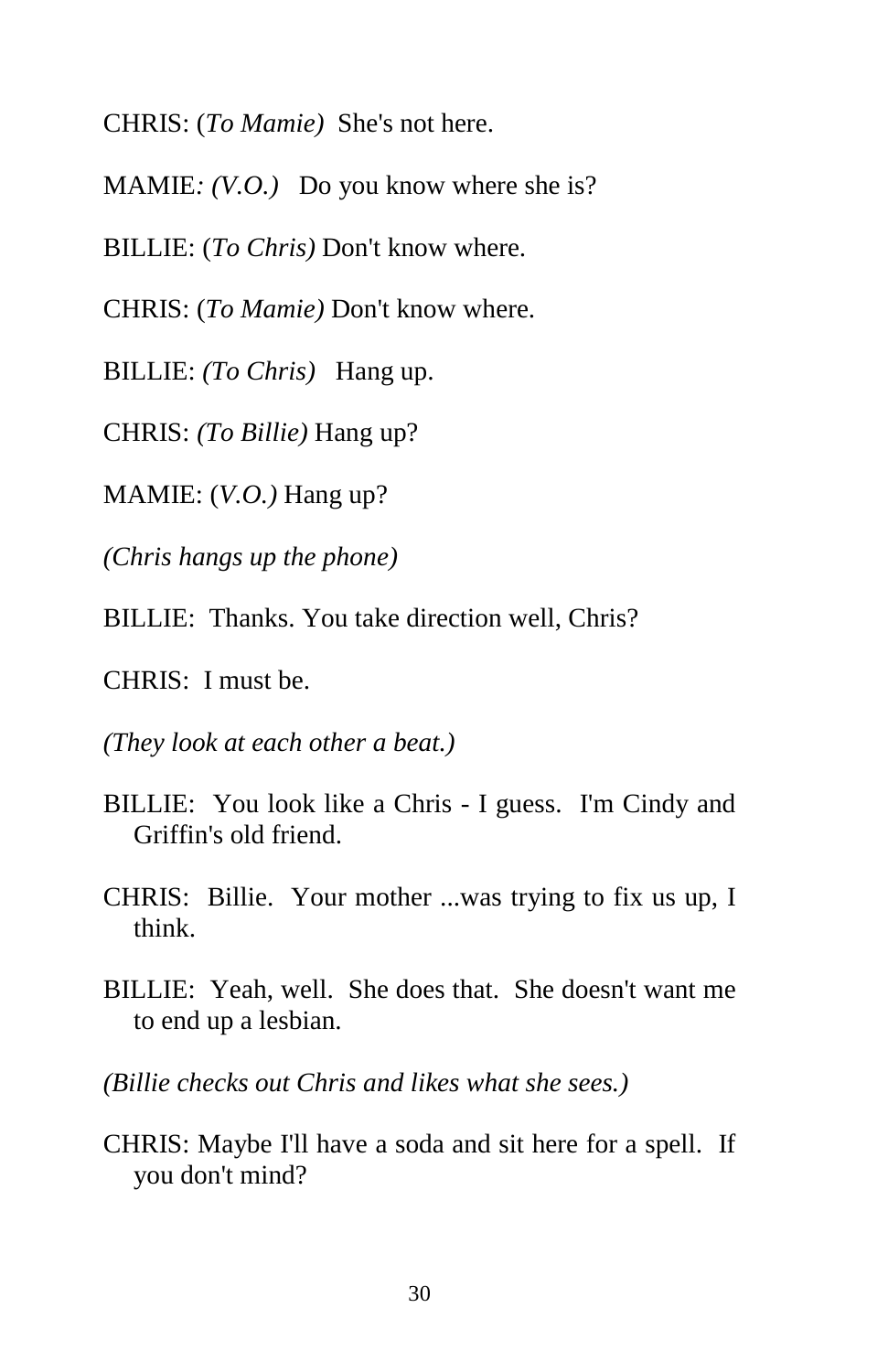CHRIS: (*To Mamie)* She's not here.

MAMIE*: (V.O.)* Do you know where she is?

BILLIE: (*To Chris)* Don't know where.

CHRIS: (*To Mamie)* Don't know where.

BILLIE: *(To Chris)* Hang up.

CHRIS: *(To Billie)* Hang up?

MAMIE: (*V.O.)* Hang up?

*(Chris hangs up the phone)*

BILLIE: Thanks. You take direction well, Chris?

CHRIS: I must be.

*(They look at each other a beat.)*

BILLIE: You look like a Chris - I guess. I'm Cindy and Griffin's old friend.

CHRIS: Billie. Your mother ...was trying to fix us up, I think.

BILLIE: Yeah, well. She does that. She doesn't want me to end up a lesbian.

*(Billie checks out Chris and likes what she sees.)*

CHRIS: Maybe I'll have a soda and sit here for a spell. If you don't mind?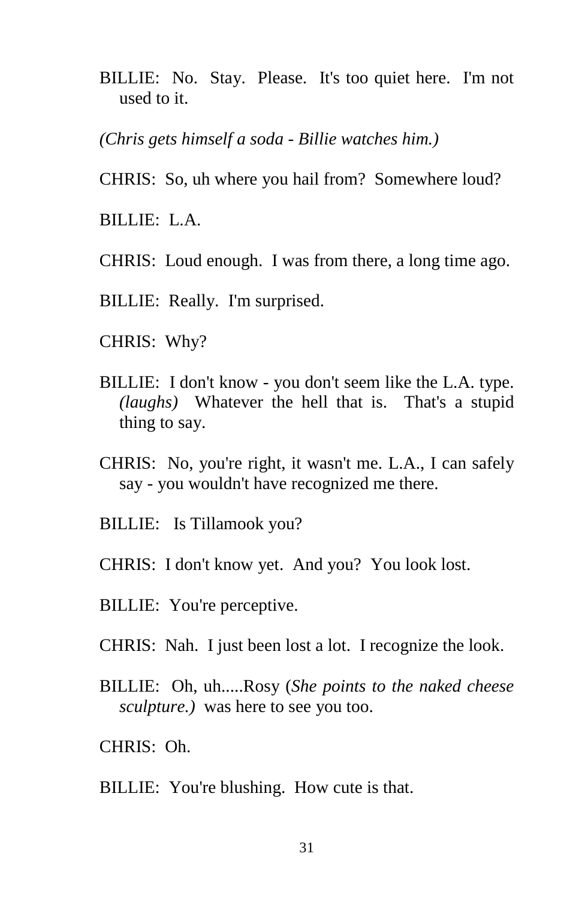BILLIE: No. Stay. Please. It's too quiet here. I'm not used to it.

*(Chris gets himself a soda - Billie watches him.)*

CHRIS: So, uh where you hail from? Somewhere loud?

BILLIE: L.A.

CHRIS: Loud enough. I was from there, a long time ago.

BILLIE: Really. I'm surprised.

CHRIS: Why?

BILLIE: I don't know - you don't seem like the L.A. type. *(laughs)* Whatever the hell that is. That's a stupid thing to say.

CHRIS: No, you're right, it wasn't me. L.A., I can safely say - you wouldn't have recognized me there.

BILLIE: Is Tillamook you?

CHRIS: I don't know yet. And you? You look lost.

BILLIE: You're perceptive.

CHRIS: Nah. I just been lost a lot. I recognize the look.

BILLIE: Oh, uh.....Rosy (*She points to the naked cheese sculpture.)* was here to see you too.

CHRIS: Oh.

BILLIE: You're blushing. How cute is that.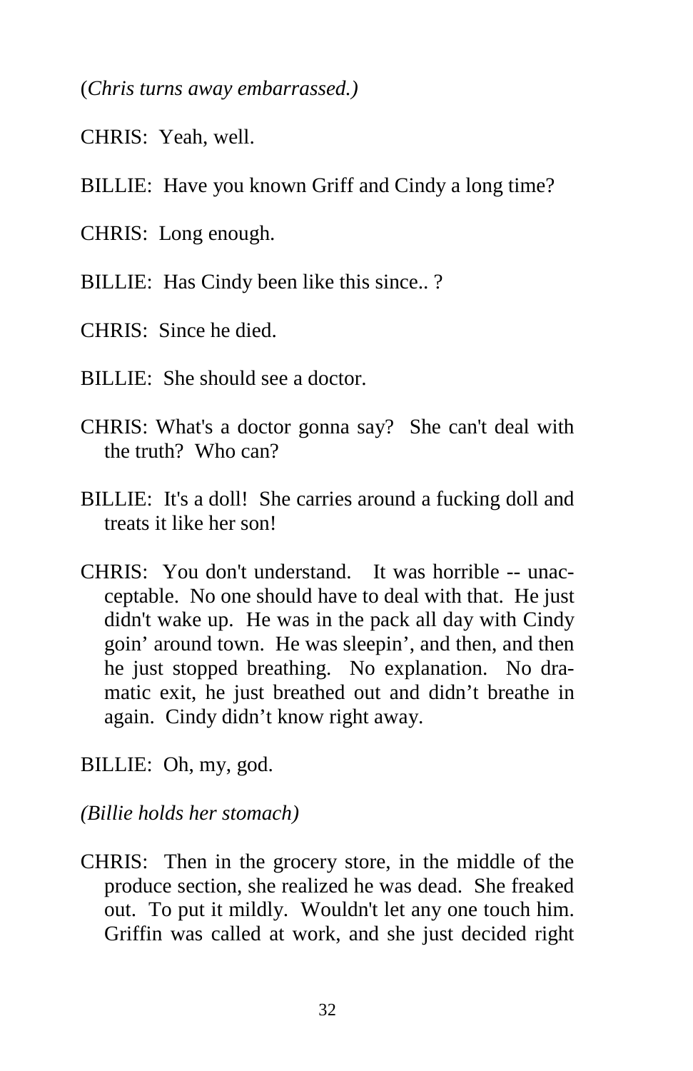(*Chris turns away embarrassed.)*

CHRIS: Yeah, well.

BILLIE: Have you known Griff and Cindy a long time?

CHRIS: Long enough.

BILLIE: Has Cindy been like this since.. ?

CHRIS: Since he died.

BILLIE: She should see a doctor.

CHRIS: What's a doctor gonna say? She can't deal with the truth? Who can?

BILLIE: It's a doll! She carries around a fucking doll and treats it like her son!

CHRIS: You don't understand. It was horrible -- unacceptable. No one should have to deal with that. He just didn't wake up. He was in the pack all day with Cindy goin' around town. He was sleepin', and then, and then he just stopped breathing. No explanation. No dramatic exit, he just breathed out and didn't breathe in again. Cindy didn't know right away.

BILLIE: Oh, my, god.

*(Billie holds her stomach)*

CHRIS: Then in the grocery store, in the middle of the produce section, she realized he was dead. She freaked out. To put it mildly. Wouldn't let any one touch him. Griffin was called at work, and she just decided right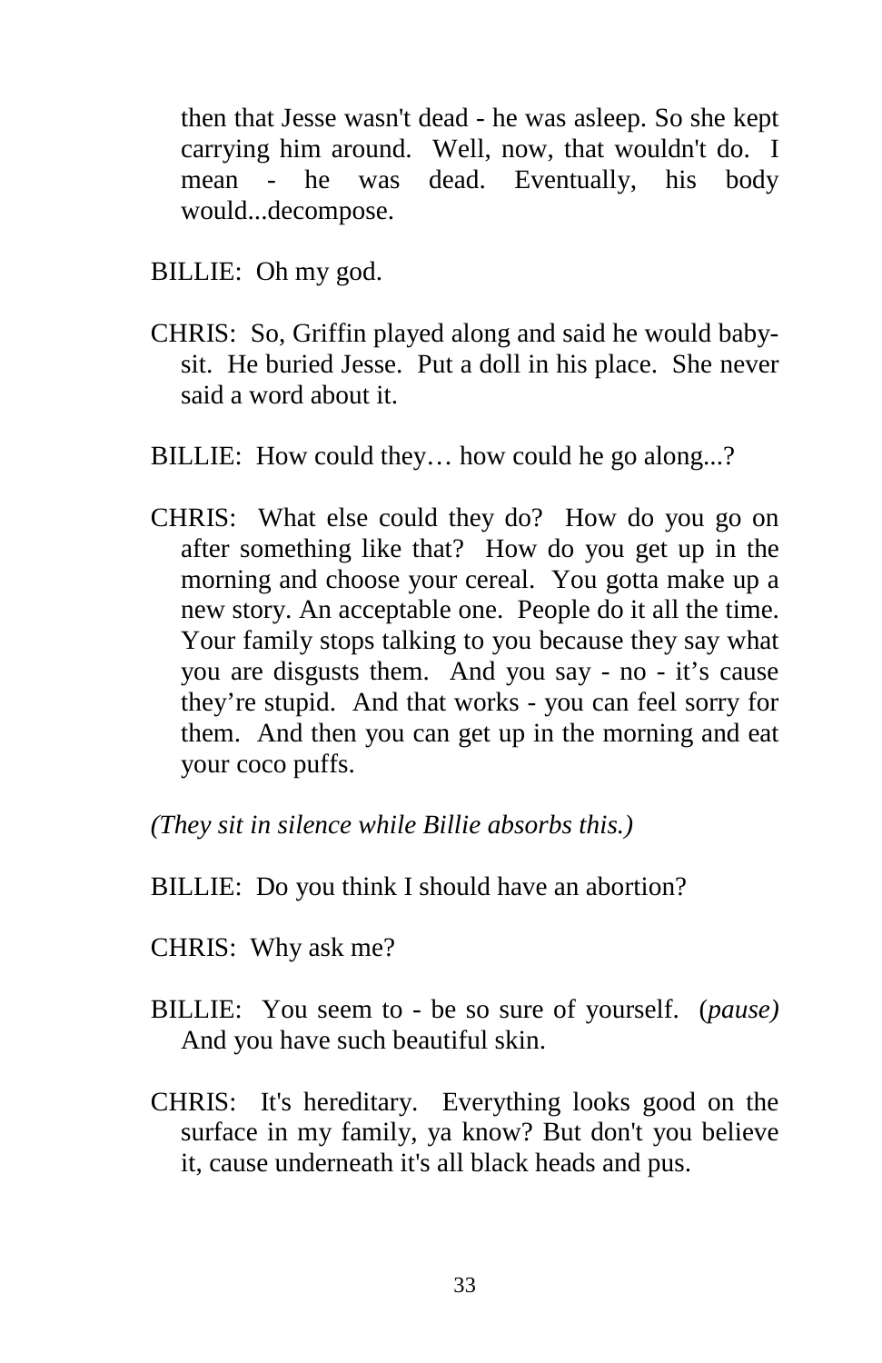then that Jesse wasn't dead - he was asleep. So she kept carrying him around. Well, now, that wouldn't do. I mean - he was dead. Eventually, his body would...decompose.

BILLIE: Oh my god.

CHRIS: So, Griffin played along and said he would baby-sit. He buried Jesse. Put a doll in his place. She never said a word about it.

BILLIE: How could they… how could he go along...?

CHRIS: What else could they do? How do you go on after something like that? How do you get up in the morning and choose your cereal. You gotta make up a new story. An acceptable one. People do it all the time. Your family stops talking to you because they say what you are disgusts them. And you say - no - it's cause they're stupid. And that works - you can feel sorry for them. And then you can get up in the morning and eat your coco puffs.

*(They sit in silence while Billie absorbs this.)*

BILLIE: Do you think I should have an abortion?

CHRIS: Why ask me?

BILLIE: You seem to - be so sure of yourself. (*pause)* And you have such beautiful skin.

CHRIS: It's hereditary. Everything looks good on the surface in my family, ya know? But don't you believe it, cause underneath it's all black heads and pus.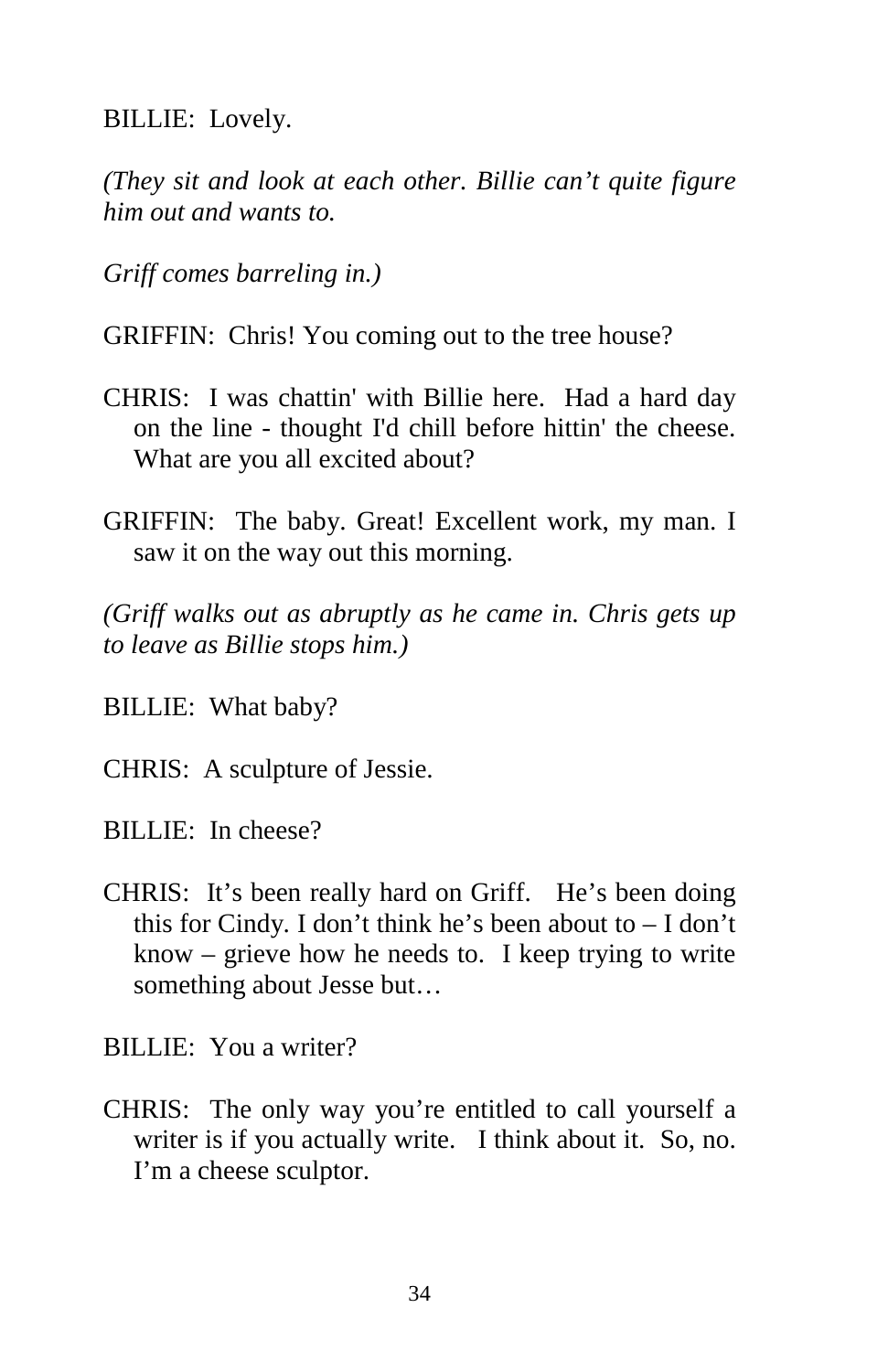BILLIE: Lovely.

*(They sit and look at each other. Billie can't quite figure him out and wants to.*

*Griff comes barreling in.)*

GRIFFIN: Chris! You coming out to the tree house?

CHRIS: I was chattin' with Billie here. Had a hard day on the line - thought I'd chill before hittin' the cheese. What are you all excited about?

GRIFFIN: The baby. Great! Excellent work, my man. I saw it on the way out this morning.

*(Griff walks out as abruptly as he came in. Chris gets up to leave as Billie stops him.)*

BILLIE: What baby?

CHRIS: A sculpture of Jessie.

BILLIE: In cheese?

CHRIS: It's been really hard on Griff. He's been doing this for Cindy. I don't think he's been about to – I don't know – grieve how he needs to. I keep trying to write something about Jesse but…

BILLIE: You a writer?

CHRIS: The only way you're entitled to call yourself a writer is if you actually write. I think about it. So, no. I'm a cheese sculptor.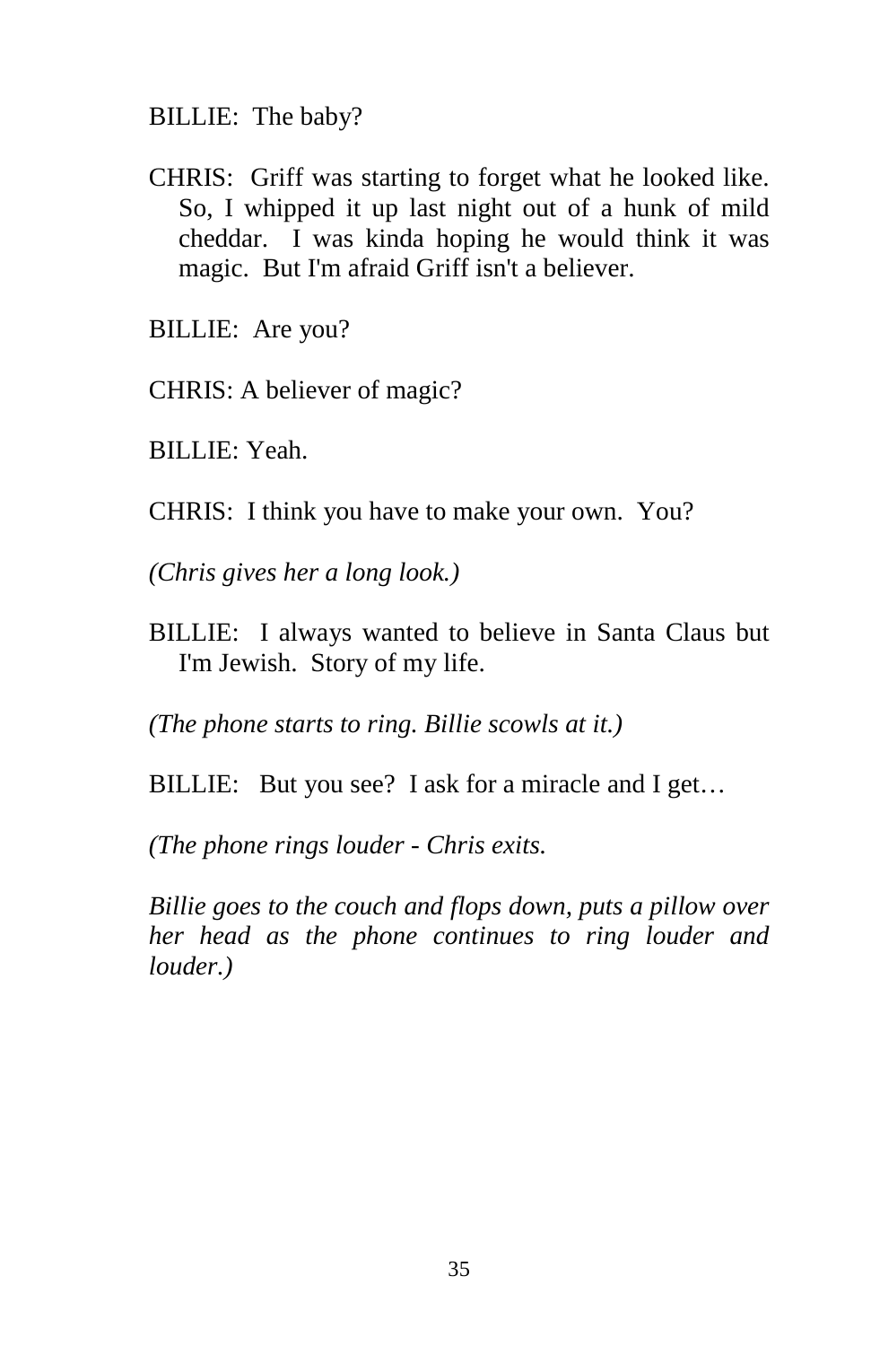BILLIE: The baby?

CHRIS: Griff was starting to forget what he looked like. So, I whipped it up last night out of a hunk of mild cheddar. I was kinda hoping he would think it was magic. But I'm afraid Griff isn't a believer.

BILLIE: Are you?

CHRIS: A believer of magic?

BILLIE: Yeah.

CHRIS: I think you have to make your own. You?

*(Chris gives her a long look.)*

BILLIE: I always wanted to believe in Santa Claus but I'm Jewish. Story of my life.

*(The phone starts to ring. Billie scowls at it.)*

BILLIE: But you see? I ask for a miracle and I get…

*(The phone rings louder - Chris exits.*

*Billie goes to the couch and flops down, puts a pillow over her head as the phone continues to ring louder and louder.)*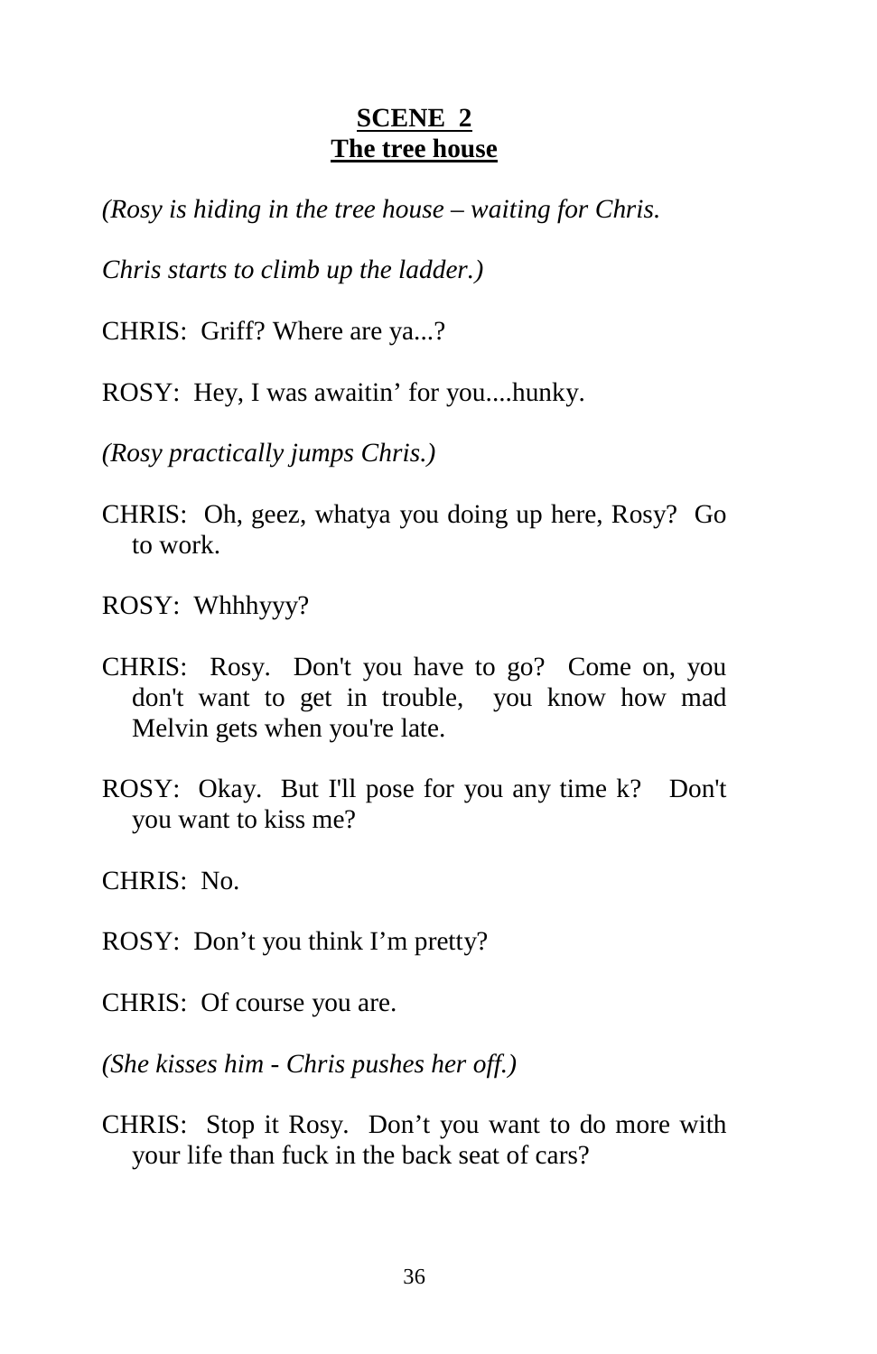**SCENE 2**
**The tree house**

*(Rosy is hiding in the tree house – waiting for Chris.*

*Chris starts to climb up the ladder.)*

CHRIS: Griff? Where are ya...?

ROSY: Hey, I was awaitin' for you....hunky.

*(Rosy practically jumps Chris.)*

CHRIS: Oh, geez, whatya you doing up here, Rosy? Go to work.

ROSY: Whhhyyy?

CHRIS: Rosy. Don't you have to go? Come on, you don't want to get in trouble, you know how mad Melvin gets when you're late.

ROSY: Okay. But I'll pose for you any time k? Don't you want to kiss me?

CHRIS: No.

ROSY: Don't you think I'm pretty?

CHRIS: Of course you are.

*(She kisses him - Chris pushes her off.)*

CHRIS: Stop it Rosy. Don't you want to do more with your life than fuck in the back seat of cars?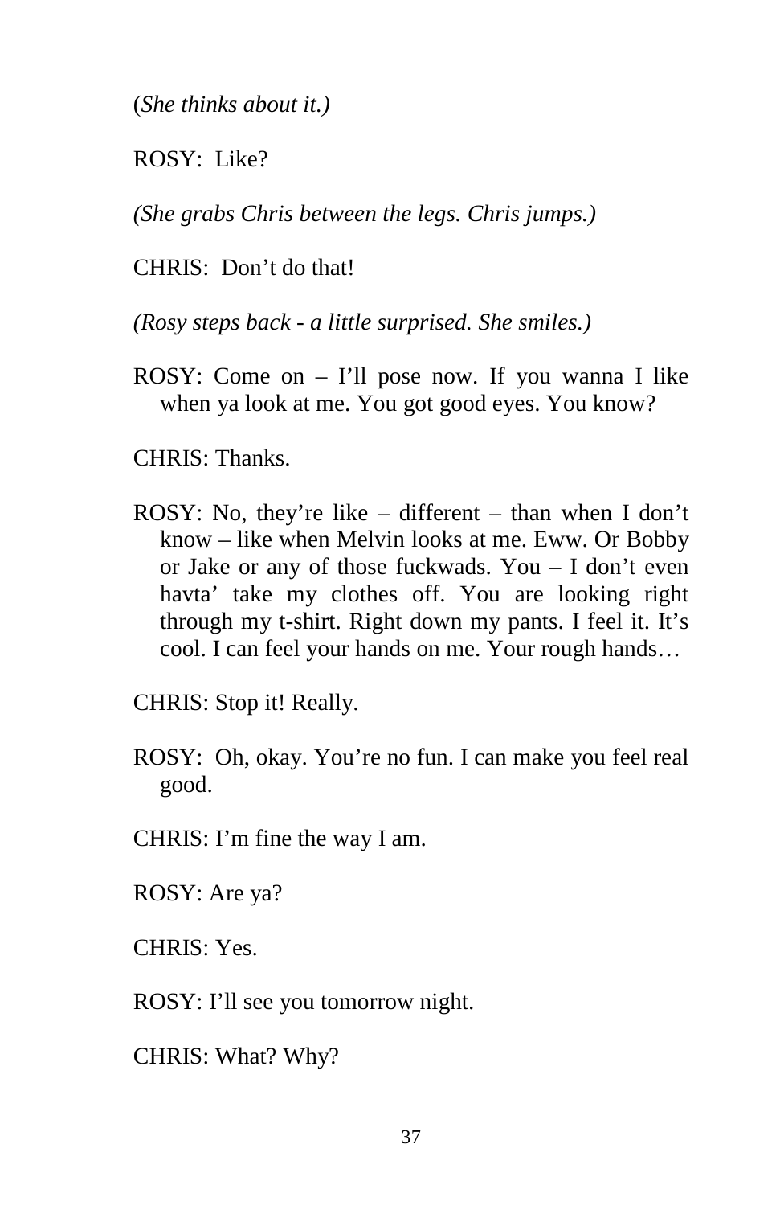(*She thinks about it.)*

ROSY: Like?

*(She grabs Chris between the legs. Chris jumps.)*

CHRIS: Don't do that!

*(Rosy steps back - a little surprised. She smiles.)*

ROSY: Come on – I'll pose now. If you wanna I like when ya look at me. You got good eyes. You know?

CHRIS: Thanks.

ROSY: No, they're like – different – than when I don't know – like when Melvin looks at me. Eww. Or Bobby or Jake or any of those fuckwads. You – I don't even havta' take my clothes off. You are looking right through my t-shirt. Right down my pants. I feel it. It's cool. I can feel your hands on me. Your rough hands…

CHRIS: Stop it! Really.

ROSY: Oh, okay. You're no fun. I can make you feel real good.

CHRIS: I'm fine the way I am.

ROSY: Are ya?

CHRIS: Yes.

ROSY: I'll see you tomorrow night.

CHRIS: What? Why?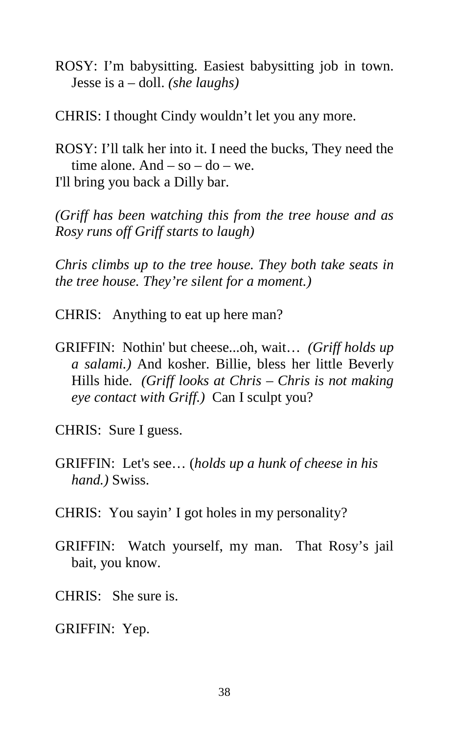ROSY: I'm babysitting. Easiest babysitting job in town. Jesse is a – doll. *(she laughs)*

CHRIS: I thought Cindy wouldn't let you any more.

ROSY: I'll talk her into it. I need the bucks, They need the time alone. And – so – do – we.
I'll bring you back a Dilly bar.

*(Griff has been watching this from the tree house and as Rosy runs off Griff starts to laugh)*

*Chris climbs up to the tree house. They both take seats in the tree house. They're silent for a moment.)*

CHRIS: Anything to eat up here man?

GRIFFIN: Nothin' but cheese...oh, wait… *(Griff holds up a salami.)* And kosher. Billie, bless her little Beverly Hills hide. *(Griff looks at Chris – Chris is not making eye contact with Griff.)* Can I sculpt you?

CHRIS: Sure I guess.

GRIFFIN: Let's see… (*holds up a hunk of cheese in his hand.)* Swiss.

CHRIS: You sayin' I got holes in my personality?

GRIFFIN: Watch yourself, my man. That Rosy's jail bait, you know.

CHRIS: She sure is.

GRIFFIN: Yep.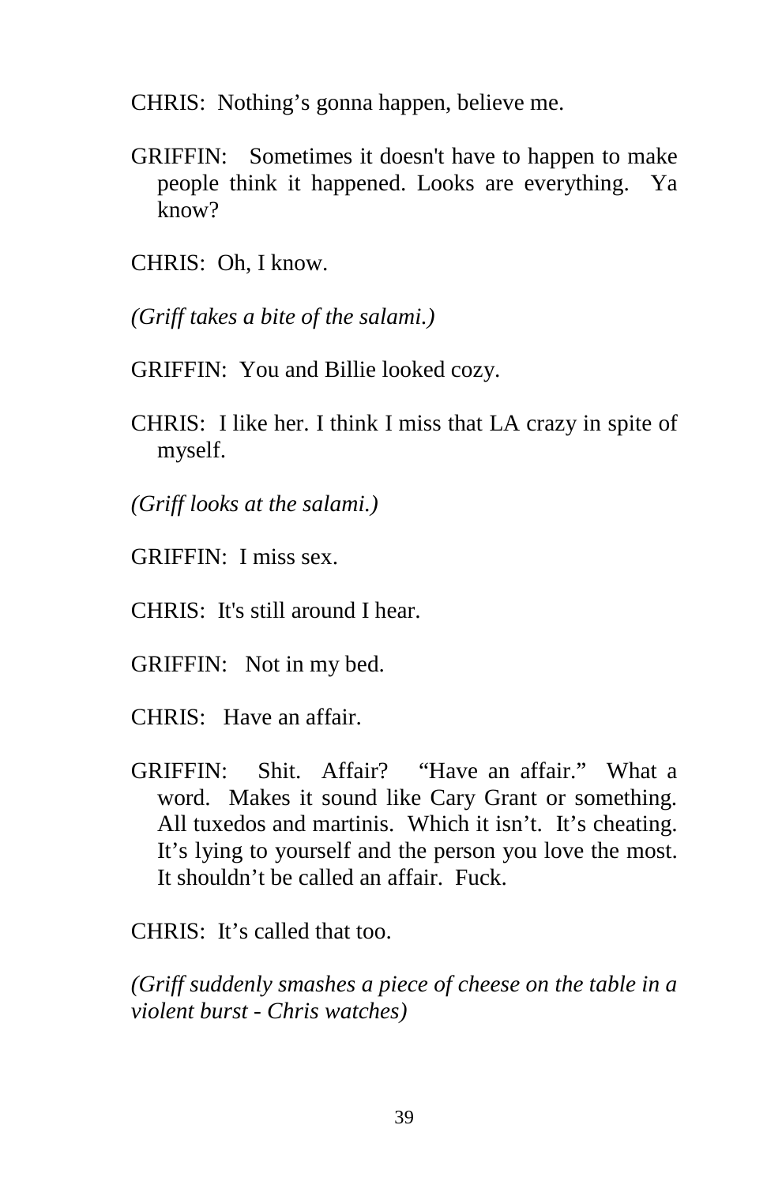CHRIS: Nothing's gonna happen, believe me.

GRIFFIN: Sometimes it doesn't have to happen to make people think it happened. Looks are everything. Ya know?

CHRIS: Oh, I know.

*(Griff takes a bite of the salami.)*

GRIFFIN: You and Billie looked cozy.

CHRIS: I like her. I think I miss that LA crazy in spite of myself.

*(Griff looks at the salami.)*

GRIFFIN: I miss sex.

CHRIS: It's still around I hear.

GRIFFIN: Not in my bed.

CHRIS: Have an affair.

GRIFFIN: Shit. Affair? "Have an affair." What a word. Makes it sound like Cary Grant or something. All tuxedos and martinis. Which it isn't. It's cheating. It's lying to yourself and the person you love the most. It shouldn't be called an affair. Fuck.

CHRIS: It's called that too.

*(Griff suddenly smashes a piece of cheese on the table in a violent burst - Chris watches)*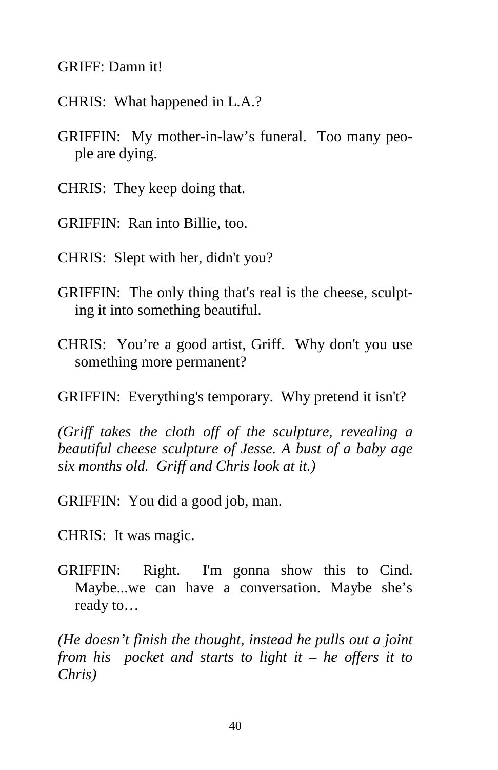GRIFF: Damn it!

CHRIS: What happened in L.A.?

GRIFFIN: My mother-in-law's funeral. Too many people are dying.

CHRIS: They keep doing that.

GRIFFIN: Ran into Billie, too.

CHRIS: Slept with her, didn't you?

GRIFFIN: The only thing that's real is the cheese, sculpting it into something beautiful.

CHRIS: You're a good artist, Griff. Why don't you use something more permanent?

GRIFFIN: Everything's temporary. Why pretend it isn't?

*(Griff takes the cloth off of the sculpture, revealing a beautiful cheese sculpture of Jesse. A bust of a baby age six months old. Griff and Chris look at it.)*

GRIFFIN: You did a good job, man.

CHRIS: It was magic.

GRIFFIN: Right. I'm gonna show this to Cind. Maybe...we can have a conversation. Maybe she's ready to…

*(He doesn't finish the thought, instead he pulls out a joint from his pocket and starts to light it – he offers it to Chris)*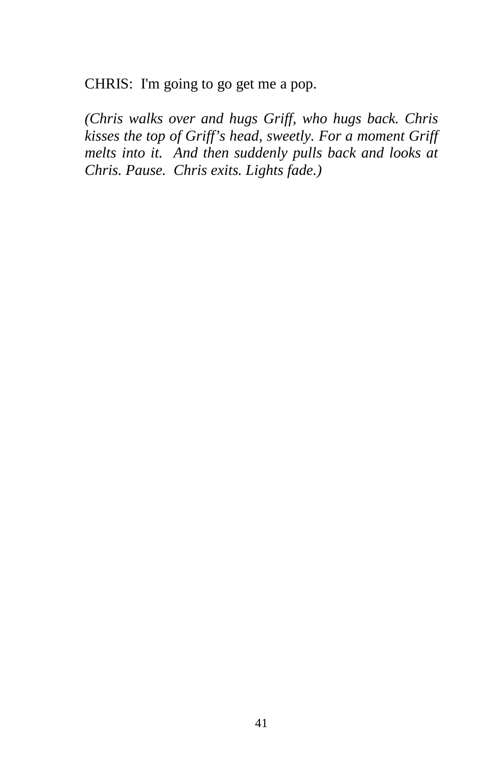CHRIS:  I'm going to go get me a pop.

*(Chris walks over and hugs Griff, who hugs back. Chris kisses the top of Griff's head, sweetly. For a moment Griff melts into it.  And then suddenly pulls back and looks at Chris. Pause.  Chris exits. Lights fade.)*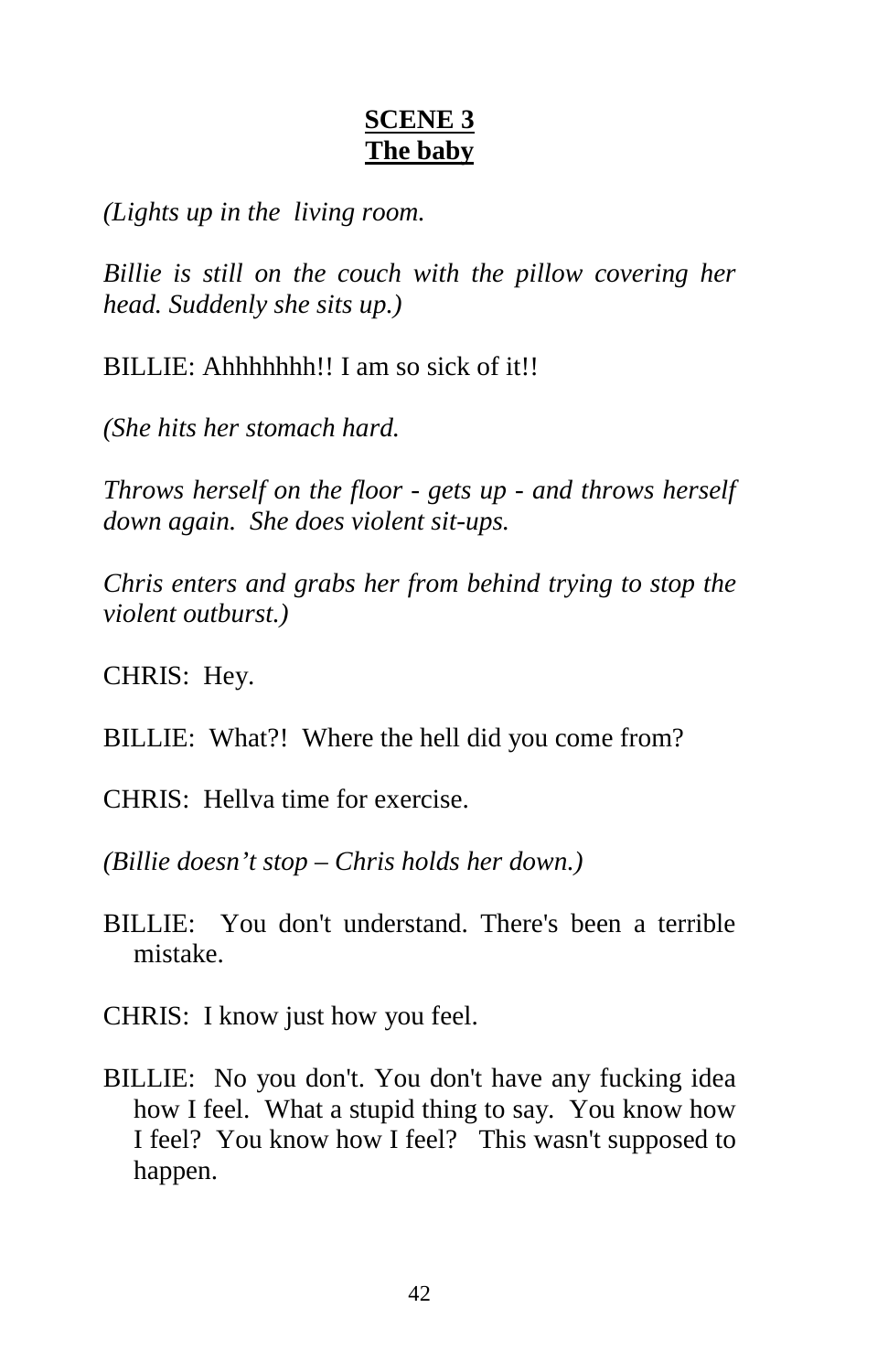**SCENE 3**
**The baby**

*(Lights up in the living room.*

*Billie is still on the couch with the pillow covering her head. Suddenly she sits up.)*

BILLIE: Ahhhhhhh!! I am so sick of it!!

*(She hits her stomach hard.*

*Throws herself on the floor - gets up - and throws herself down again. She does violent sit-ups.*

*Chris enters and grabs her from behind trying to stop the violent outburst.)*

CHRIS: Hey.

BILLIE: What?! Where the hell did you come from?

CHRIS: Hellva time for exercise.

*(Billie doesn't stop – Chris holds her down.)*

BILLIE: You don't understand. There's been a terrible mistake.

CHRIS: I know just how you feel.

BILLIE: No you don't. You don't have any fucking idea how I feel. What a stupid thing to say. You know how I feel? You know how I feel? This wasn't supposed to happen.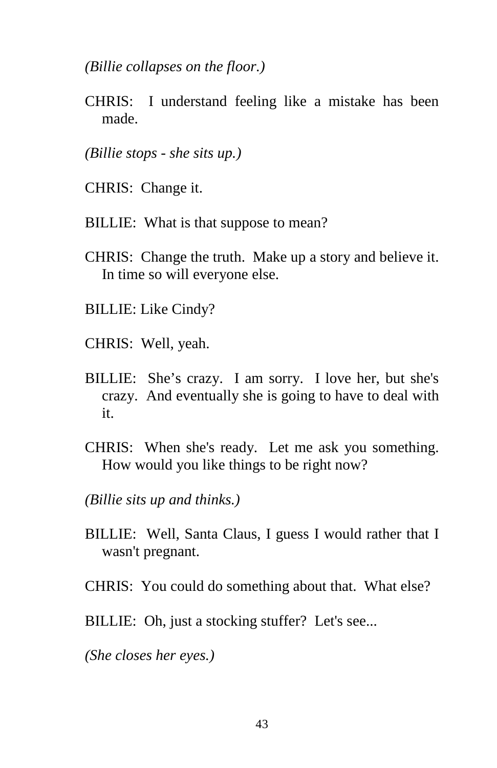*(Billie collapses on the floor.)*

CHRIS: I understand feeling like a mistake has been made.

*(Billie stops - she sits up.)*

CHRIS: Change it.

BILLIE: What is that suppose to mean?

CHRIS: Change the truth. Make up a story and believe it. In time so will everyone else.

BILLIE: Like Cindy?

CHRIS: Well, yeah.

BILLIE: She's crazy. I am sorry. I love her, but she's crazy. And eventually she is going to have to deal with it.

CHRIS: When she's ready. Let me ask you something. How would you like things to be right now?

*(Billie sits up and thinks.)*

BILLIE: Well, Santa Claus, I guess I would rather that I wasn't pregnant.

CHRIS: You could do something about that. What else?

BILLIE: Oh, just a stocking stuffer? Let's see...

*(She closes her eyes.)*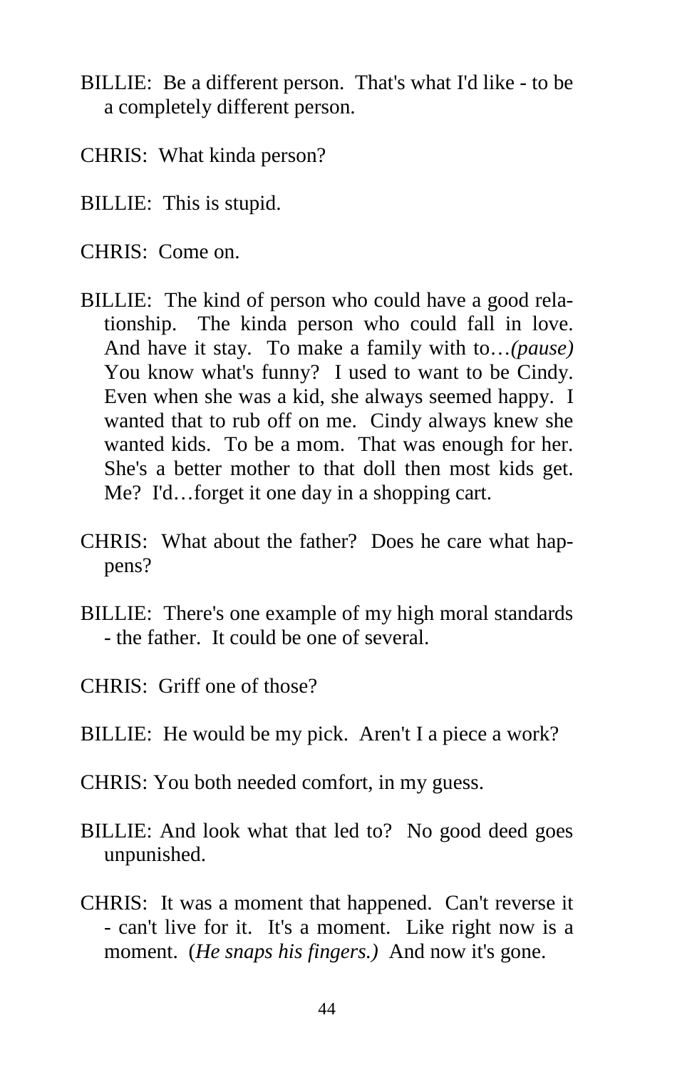BILLIE: Be a different person. That's what I'd like - to be a completely different person.

CHRIS: What kinda person?

BILLIE: This is stupid.

CHRIS: Come on.

BILLIE: The kind of person who could have a good relationship. The kinda person who could fall in love. And have it stay. To make a family with to…*(pause)* You know what's funny? I used to want to be Cindy. Even when she was a kid, she always seemed happy. I wanted that to rub off on me. Cindy always knew she wanted kids. To be a mom. That was enough for her. She's a better mother to that doll then most kids get. Me? I'd…forget it one day in a shopping cart.

CHRIS: What about the father? Does he care what happens?

BILLIE: There's one example of my high moral standards - the father. It could be one of several.

CHRIS: Griff one of those?

BILLIE: He would be my pick. Aren't I a piece a work?

CHRIS: You both needed comfort, in my guess.

BILLIE: And look what that led to? No good deed goes unpunished.

CHRIS: It was a moment that happened. Can't reverse it - can't live for it. It's a moment. Like right now is a moment. (*He snaps his fingers.)* And now it's gone.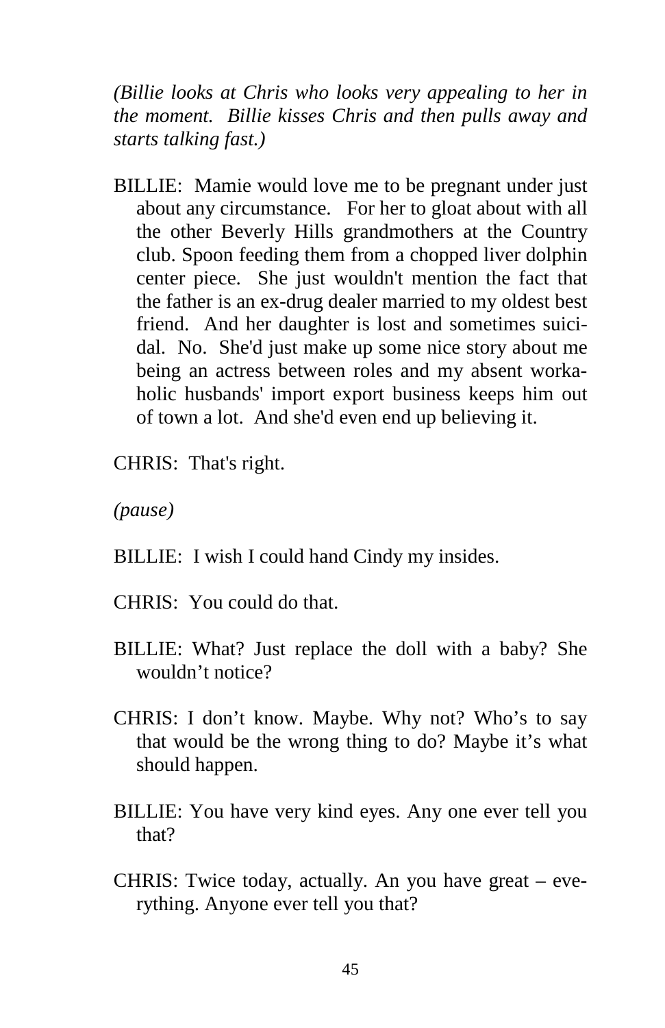*(Billie looks at Chris who looks very appealing to her in the moment. Billie kisses Chris and then pulls away and starts talking fast.)*

BILLIE: Mamie would love me to be pregnant under just about any circumstance. For her to gloat about with all the other Beverly Hills grandmothers at the Country club. Spoon feeding them from a chopped liver dolphin center piece. She just wouldn't mention the fact that the father is an ex-drug dealer married to my oldest best friend. And her daughter is lost and sometimes suicidal. No. She'd just make up some nice story about me being an actress between roles and my absent workaholic husbands' import export business keeps him out of town a lot. And she'd even end up believing it.

CHRIS: That's right.

*(pause)*

BILLIE: I wish I could hand Cindy my insides.

CHRIS: You could do that.

BILLIE: What? Just replace the doll with a baby? She wouldn't notice?

CHRIS: I don't know. Maybe. Why not? Who's to say that would be the wrong thing to do? Maybe it's what should happen.

BILLIE: You have very kind eyes. Any one ever tell you that?

CHRIS: Twice today, actually. An you have great – everything. Anyone ever tell you that?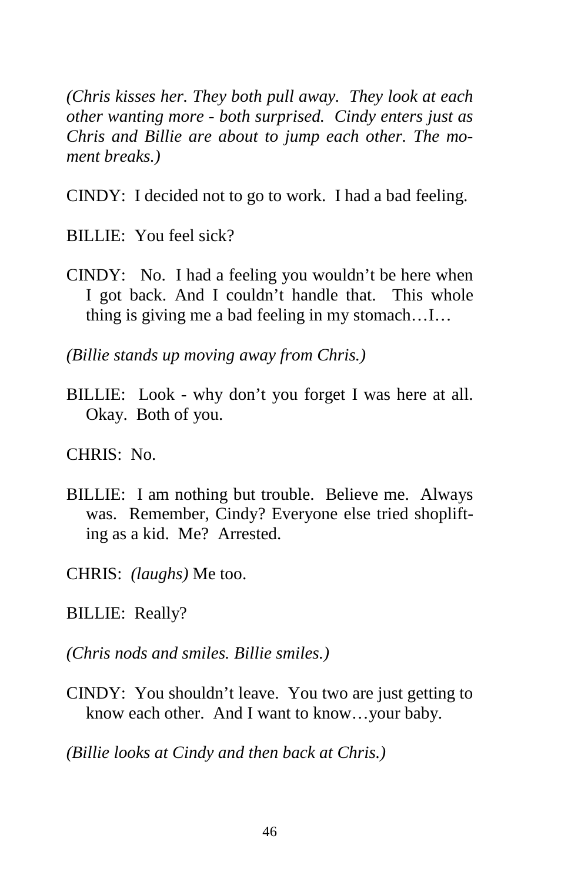*(Chris kisses her. They both pull away. They look at each other wanting more - both surprised. Cindy enters just as Chris and Billie are about to jump each other. The moment breaks.)*

CINDY: I decided not to go to work. I had a bad feeling.

BILLIE: You feel sick?

CINDY: No. I had a feeling you wouldn't be here when I got back. And I couldn't handle that. This whole thing is giving me a bad feeling in my stomach…I…

*(Billie stands up moving away from Chris.)*

BILLIE: Look - why don't you forget I was here at all. Okay. Both of you.

CHRIS: No.

BILLIE: I am nothing but trouble. Believe me. Always was. Remember, Cindy? Everyone else tried shoplifting as a kid. Me? Arrested.

CHRIS: *(laughs)* Me too.

BILLIE: Really?

*(Chris nods and smiles. Billie smiles.)*

CINDY: You shouldn't leave. You two are just getting to know each other. And I want to know…your baby.

*(Billie looks at Cindy and then back at Chris.)*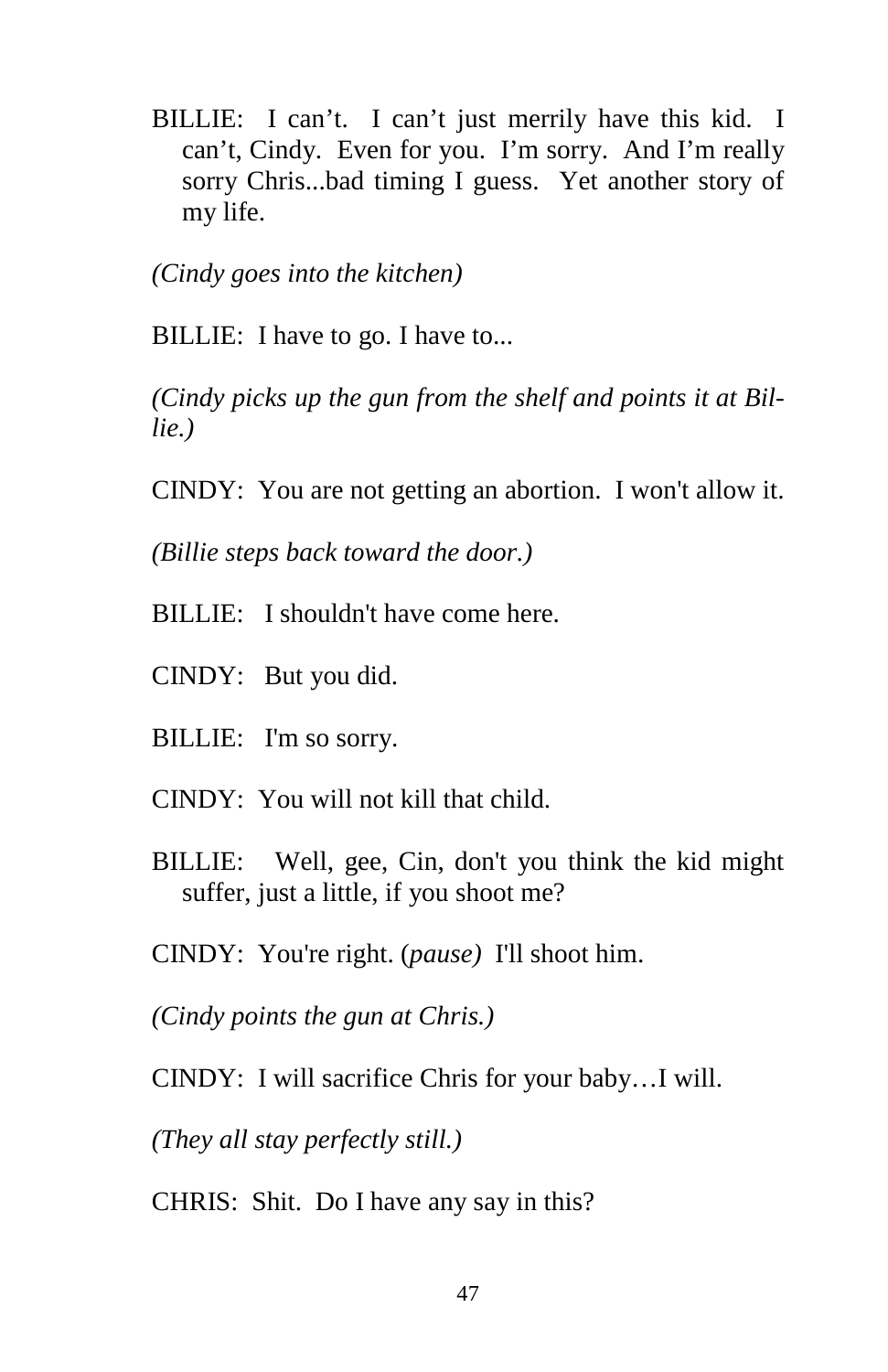BILLIE: I can’t. I can’t just merrily have this kid. I can’t, Cindy. Even for you. I’m sorry. And I’m really sorry Chris...bad timing I guess. Yet another story of my life.

*(Cindy goes into the kitchen)*

BILLIE: I have to go. I have to...

*(Cindy picks up the gun from the shelf and points it at Billie.)*

CINDY: You are not getting an abortion. I won't allow it.

*(Billie steps back toward the door.)*

BILLIE: I shouldn't have come here.

CINDY: But you did.

BILLIE: I'm so sorry.

CINDY: You will not kill that child.

BILLIE: Well, gee, Cin, don't you think the kid might suffer, just a little, if you shoot me?

CINDY: You're right. (*pause)* I'll shoot him.

*(Cindy points the gun at Chris.)*

CINDY: I will sacrifice Chris for your baby…I will.

*(They all stay perfectly still.)*

CHRIS: Shit. Do I have any say in this?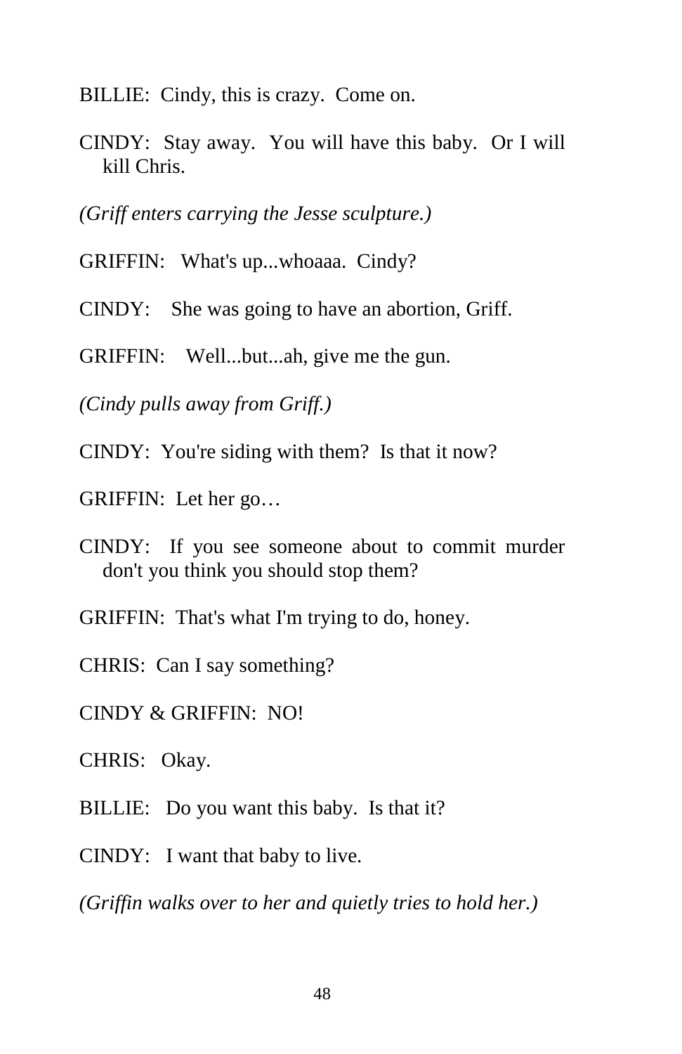BILLIE: Cindy, this is crazy. Come on.

CINDY: Stay away. You will have this baby. Or I will kill Chris.

*(Griff enters carrying the Jesse sculpture.)*

GRIFFIN: What's up...whoaaa. Cindy?

CINDY: She was going to have an abortion, Griff.

GRIFFIN: Well...but...ah, give me the gun.

*(Cindy pulls away from Griff.)*

CINDY: You're siding with them? Is that it now?

GRIFFIN: Let her go…

CINDY: If you see someone about to commit murder don't you think you should stop them?

GRIFFIN: That's what I'm trying to do, honey.

CHRIS: Can I say something?

CINDY & GRIFFIN: NO!

CHRIS: Okay.

BILLIE: Do you want this baby. Is that it?

CINDY: I want that baby to live.

*(Griffin walks over to her and quietly tries to hold her.)*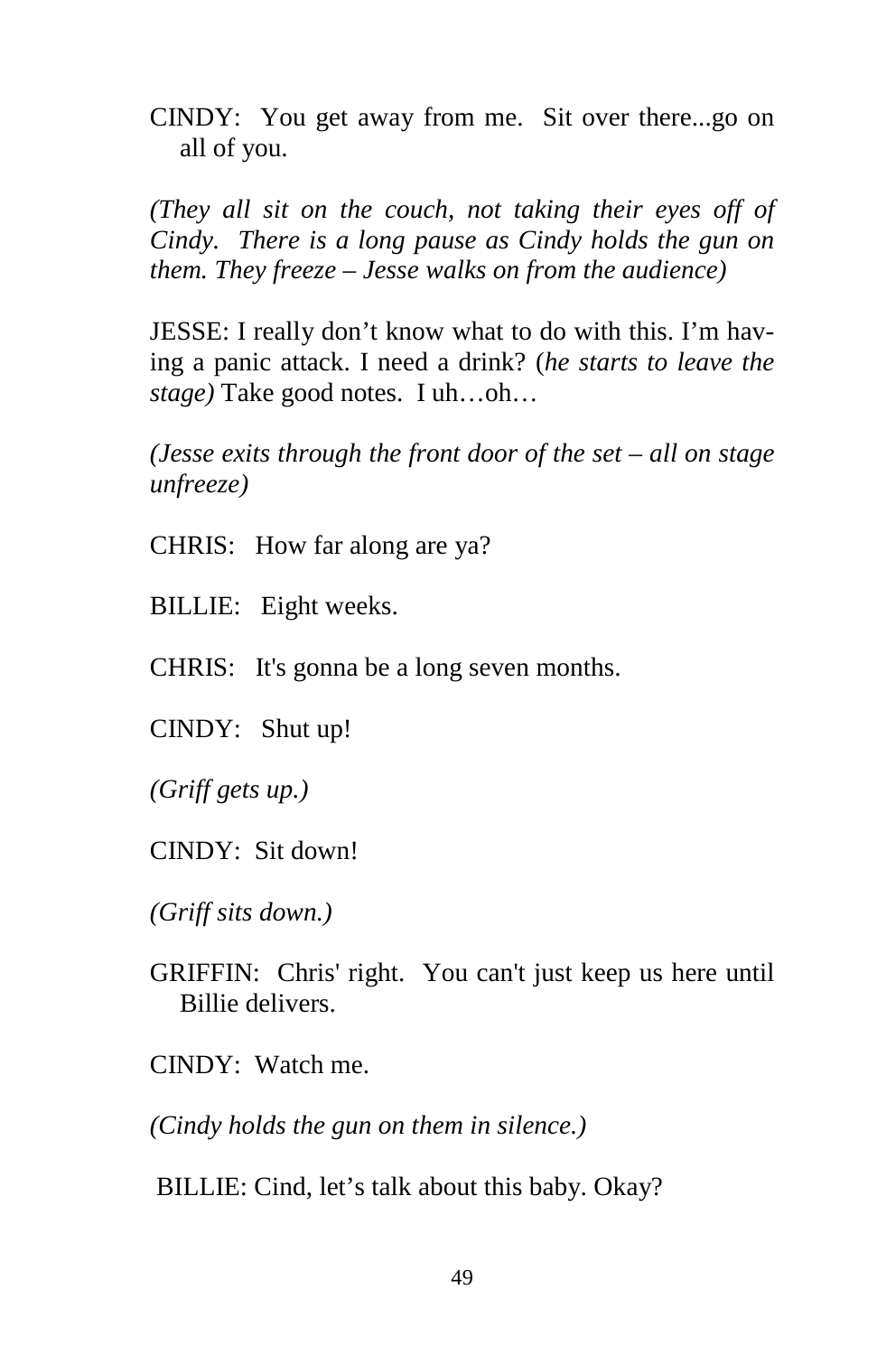CINDY: You get away from me. Sit over there...go on all of you.

*(They all sit on the couch, not taking their eyes off of Cindy. There is a long pause as Cindy holds the gun on them. They freeze – Jesse walks on from the audience)*

JESSE: I really don't know what to do with this. I'm having a panic attack. I need a drink? (*he starts to leave the stage)* Take good notes. I uh…oh…

*(Jesse exits through the front door of the set – all on stage unfreeze)*

CHRIS: How far along are ya?

BILLIE: Eight weeks.

CHRIS: It's gonna be a long seven months.

CINDY: Shut up!

*(Griff gets up.)*

CINDY: Sit down!

*(Griff sits down.)*

GRIFFIN: Chris' right. You can't just keep us here until Billie delivers.

CINDY: Watch me.

*(Cindy holds the gun on them in silence.)*

BILLIE: Cind, let's talk about this baby. Okay?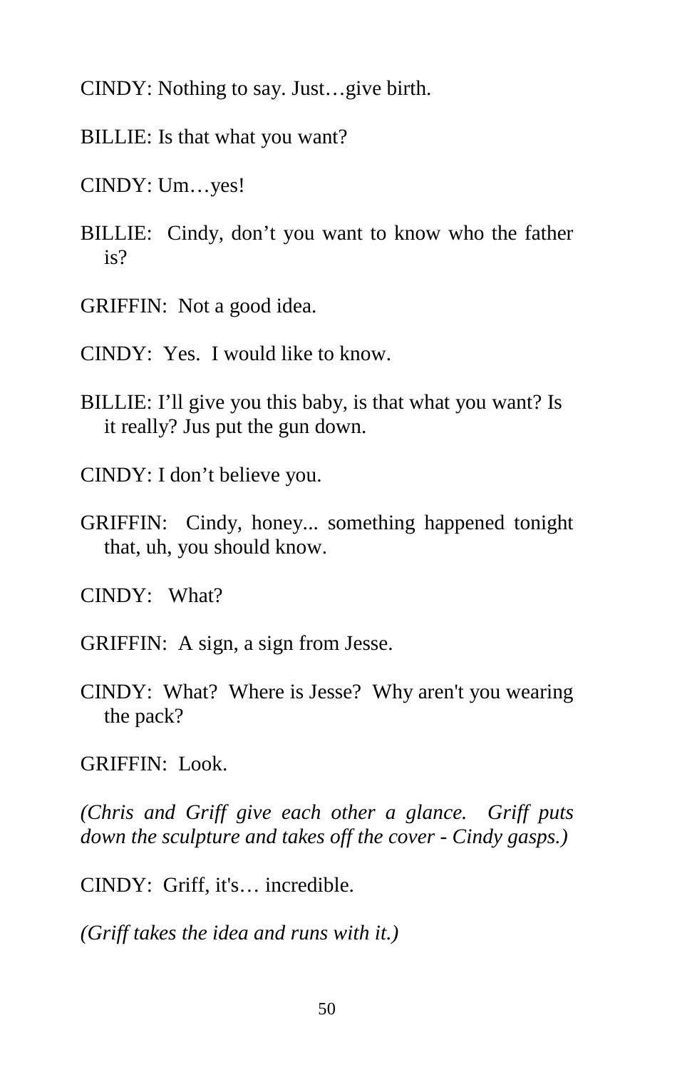CINDY: Nothing to say. Just…give birth.

BILLIE: Is that what you want?

CINDY: Um…yes!

BILLIE: Cindy, don’t you want to know who the father is?

GRIFFIN: Not a good idea.

CINDY: Yes. I would like to know.

BILLIE: I’ll give you this baby, is that what you want? Is it really? Jus put the gun down.

CINDY: I don’t believe you.

GRIFFIN: Cindy, honey... something happened tonight that, uh, you should know.

CINDY: What?

GRIFFIN: A sign, a sign from Jesse.

CINDY: What? Where is Jesse? Why aren't you wearing the pack?

GRIFFIN: Look.

*(Chris and Griff give each other a glance. Griff puts down the sculpture and takes off the cover - Cindy gasps.)*

CINDY: Griff, it's… incredible.

*(Griff takes the idea and runs with it.)*